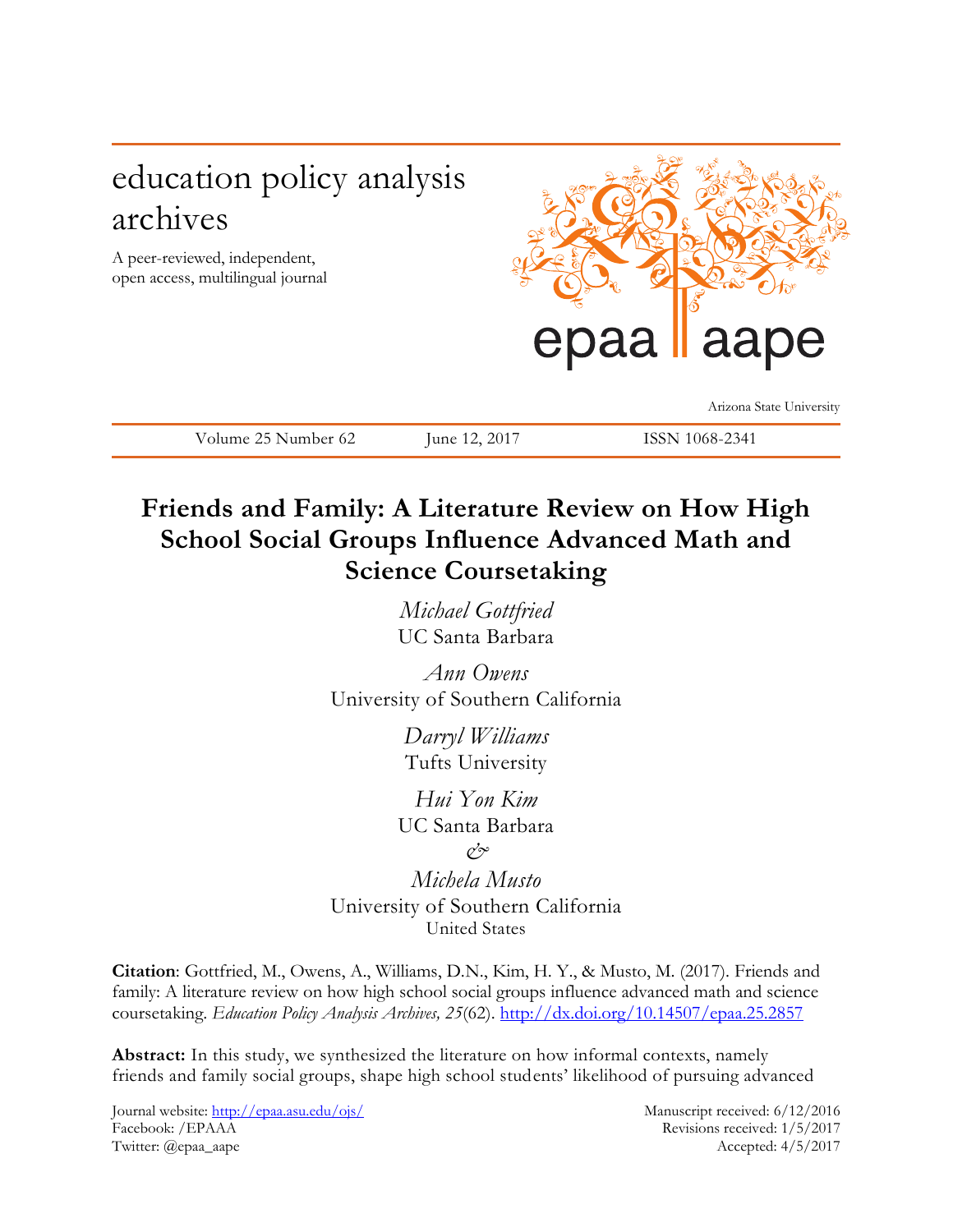education policy analysis archives

A peer-reviewed, independent, open access, multilingual journal

epaa aape

Arizona State University

Volume 25 Number 62 | June 12, 2017 | ISSN 1068-2341

# Friends and Family: A Literature Review on How High School Social Groups Influence Advanced Math and Science Coursetaking

*Michael Gottfried*
UC Santa Barbara

*Ann Owens*
University of Southern California

*Darryl Williams*
Tufts University

*Hui Yon Kim*
UC Santa Barbara

*&*

*Michela Musto*
University of Southern California
United States

**Citation**: Gottfried, M., Owens, A., Williams, D.N., Kim, H. Y., & Musto, M. (2017). Friends and family: A literature review on how high school social groups influence advanced math and science coursetaking. *Education Policy Analysis Archives, 25*(62). http://dx.doi.org/10.14507/epaa.25.2857

**Abstract:** In this study, we synthesized the literature on how informal contexts, namely friends and family social groups, shape high school students' likelihood of pursuing advanced

Journal website: http://epaa.asu.edu/ojs/
Facebook: /EPAAA
Twitter: @epaa_aape

Manuscript received: 6/12/2016
Revisions received: 1/5/2017
Accepted: 4/5/2017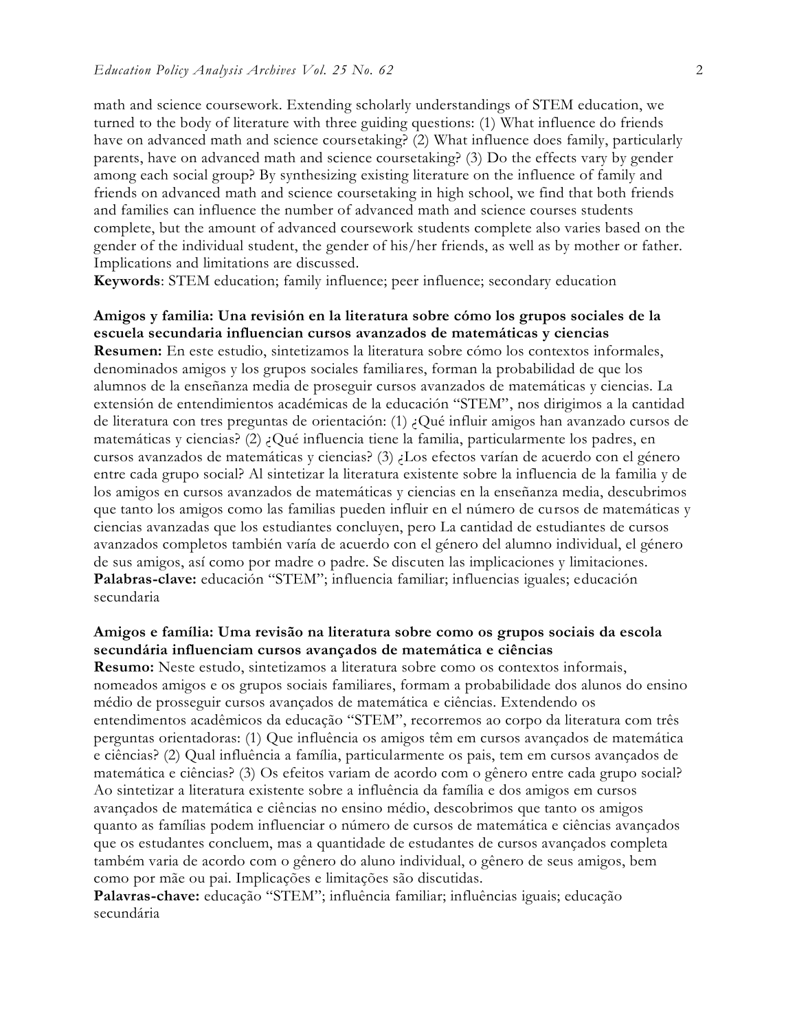math and science coursework. Extending scholarly understandings of STEM education, we turned to the body of literature with three guiding questions: (1) What influence do friends have on advanced math and science coursetaking? (2) What influence does family, particularly parents, have on advanced math and science coursetaking? (3) Do the effects vary by gender among each social group? By synthesizing existing literature on the influence of family and friends on advanced math and science coursetaking in high school, we find that both friends and families can influence the number of advanced math and science courses students complete, but the amount of advanced coursework students complete also varies based on the gender of the individual student, the gender of his/her friends, as well as by mother or father. Implications and limitations are discussed.

**Keywords**: STEM education; family influence; peer influence; secondary education

**Amigos y familia: Una revisión en la literatura sobre cómo los grupos sociales de la escuela secundaria influencian cursos avanzados de matemáticas y ciencias**

**Resumen:** En este estudio, sintetizamos la literatura sobre cómo los contextos informales, denominados amigos y los grupos sociales familiares, forman la probabilidad de que los alumnos de la enseñanza media de proseguir cursos avanzados de matemáticas y ciencias. La extensión de entendimientos académicas de la educación "STEM", nos dirigimos a la cantidad de literatura con tres preguntas de orientación: (1) ¿Qué influir amigos han avanzado cursos de matemáticas y ciencias? (2) ¿Qué influencia tiene la familia, particularmente los padres, en cursos avanzados de matemáticas y ciencias? (3) ¿Los efectos varían de acuerdo con el género entre cada grupo social? Al sintetizar la literatura existente sobre la influencia de la familia y de los amigos en cursos avanzados de matemáticas y ciencias en la enseñanza media, descubrimos que tanto los amigos como las familias pueden influir en el número de cursos de matemáticas y ciencias avanzadas que los estudiantes concluyen, pero La cantidad de estudiantes de cursos avanzados completos también varía de acuerdo con el género del alumno individual, el género de sus amigos, así como por madre o padre. Se discuten las implicaciones y limitaciones.

**Palabras-clave:** educación "STEM"; influencia familiar; influencias iguales; educación secundaria

**Amigos e família: Uma revisão na literatura sobre como os grupos sociais da escola secundária influenciam cursos avançados de matemática e ciências**

**Resumo:** Neste estudo, sintetizamos a literatura sobre como os contextos informais, nomeados amigos e os grupos sociais familiares, formam a probabilidade dos alunos do ensino médio de prosseguir cursos avançados de matemática e ciências. Extendendo os entendimentos acadêmicos da educação "STEM", recorremos ao corpo da literatura com três perguntas orientadoras: (1) Que influência os amigos têm em cursos avançados de matemática e ciências? (2) Qual influência a família, particularmente os pais, tem em cursos avançados de matemática e ciências? (3) Os efeitos variam de acordo com o gênero entre cada grupo social? Ao sintetizar a literatura existente sobre a influência da família e dos amigos em cursos avançados de matemática e ciências no ensino médio, descobrimos que tanto os amigos quanto as famílias podem influenciar o número de cursos de matemática e ciências avançados que os estudantes concluem, mas a quantidade de estudantes de cursos avançados completa também varia de acordo com o gênero do aluno individual, o gênero de seus amigos, bem como por mãe ou pai. Implicações e limitações são discutidas.

**Palavras-chave:** educação "STEM"; influência familiar; influências iguais; educação secundária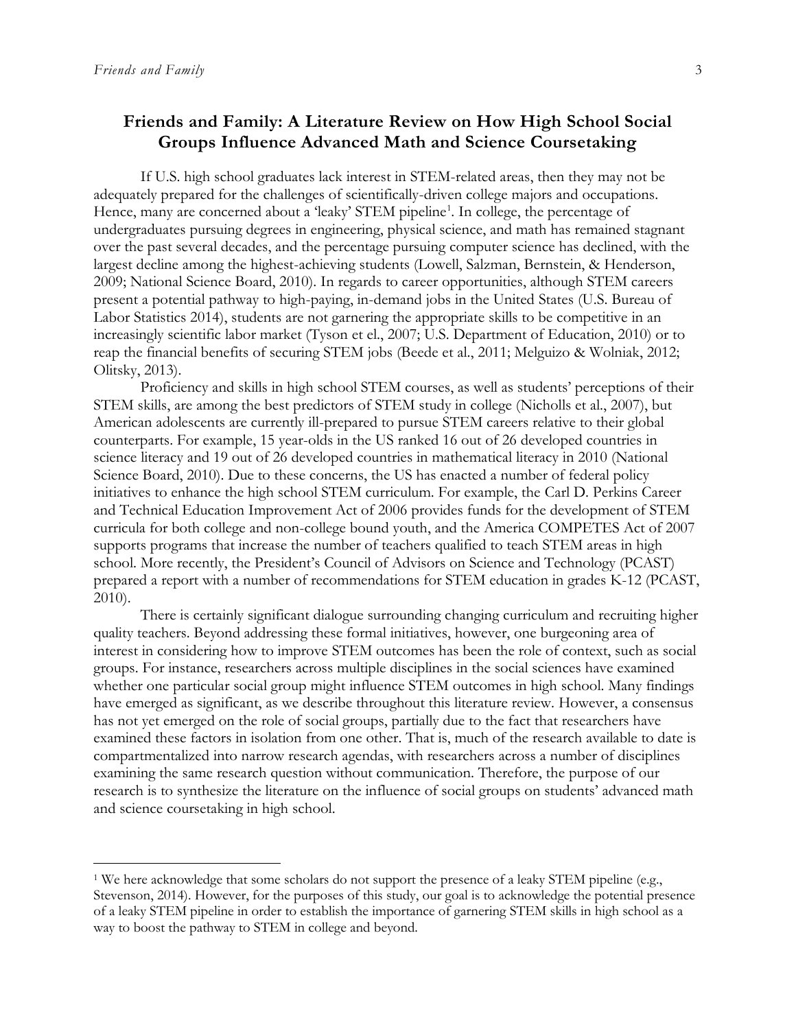## Friends and Family: A Literature Review on How High School Social Groups Influence Advanced Math and Science Coursetaking

If U.S. high school graduates lack interest in STEM-related areas, then they may not be adequately prepared for the challenges of scientifically-driven college majors and occupations. Hence, many are concerned about a 'leaky' STEM pipeline[1]. In college, the percentage of undergraduates pursuing degrees in engineering, physical science, and math has remained stagnant over the past several decades, and the percentage pursuing computer science has declined, with the largest decline among the highest-achieving students (Lowell, Salzman, Bernstein, & Henderson, 2009; National Science Board, 2010). In regards to career opportunities, although STEM careers present a potential pathway to high-paying, in-demand jobs in the United States (U.S. Bureau of Labor Statistics 2014), students are not garnering the appropriate skills to be competitive in an increasingly scientific labor market (Tyson et el., 2007; U.S. Department of Education, 2010) or to reap the financial benefits of securing STEM jobs (Beede et al., 2011; Melguizo & Wolniak, 2012; Olitsky, 2013).

Proficiency and skills in high school STEM courses, as well as students' perceptions of their STEM skills, are among the best predictors of STEM study in college (Nicholls et al., 2007), but American adolescents are currently ill-prepared to pursue STEM careers relative to their global counterparts. For example, 15 year-olds in the US ranked 16 out of 26 developed countries in science literacy and 19 out of 26 developed countries in mathematical literacy in 2010 (National Science Board, 2010). Due to these concerns, the US has enacted a number of federal policy initiatives to enhance the high school STEM curriculum. For example, the Carl D. Perkins Career and Technical Education Improvement Act of 2006 provides funds for the development of STEM curricula for both college and non-college bound youth, and the America COMPETES Act of 2007 supports programs that increase the number of teachers qualified to teach STEM areas in high school. More recently, the President's Council of Advisors on Science and Technology (PCAST) prepared a report with a number of recommendations for STEM education in grades K-12 (PCAST, 2010).

There is certainly significant dialogue surrounding changing curriculum and recruiting higher quality teachers. Beyond addressing these formal initiatives, however, one burgeoning area of interest in considering how to improve STEM outcomes has been the role of context, such as social groups. For instance, researchers across multiple disciplines in the social sciences have examined whether one particular social group might influence STEM outcomes in high school. Many findings have emerged as significant, as we describe throughout this literature review. However, a consensus has not yet emerged on the role of social groups, partially due to the fact that researchers have examined these factors in isolation from one other. That is, much of the research available to date is compartmentalized into narrow research agendas, with researchers across a number of disciplines examining the same research question without communication. Therefore, the purpose of our research is to synthesize the literature on the influence of social groups on students' advanced math and science coursetaking in high school.

---

[1] We here acknowledge that some scholars do not support the presence of a leaky STEM pipeline (e.g., Stevenson, 2014). However, for the purposes of this study, our goal is to acknowledge the potential presence of a leaky STEM pipeline in order to establish the importance of garnering STEM skills in high school as a way to boost the pathway to STEM in college and beyond.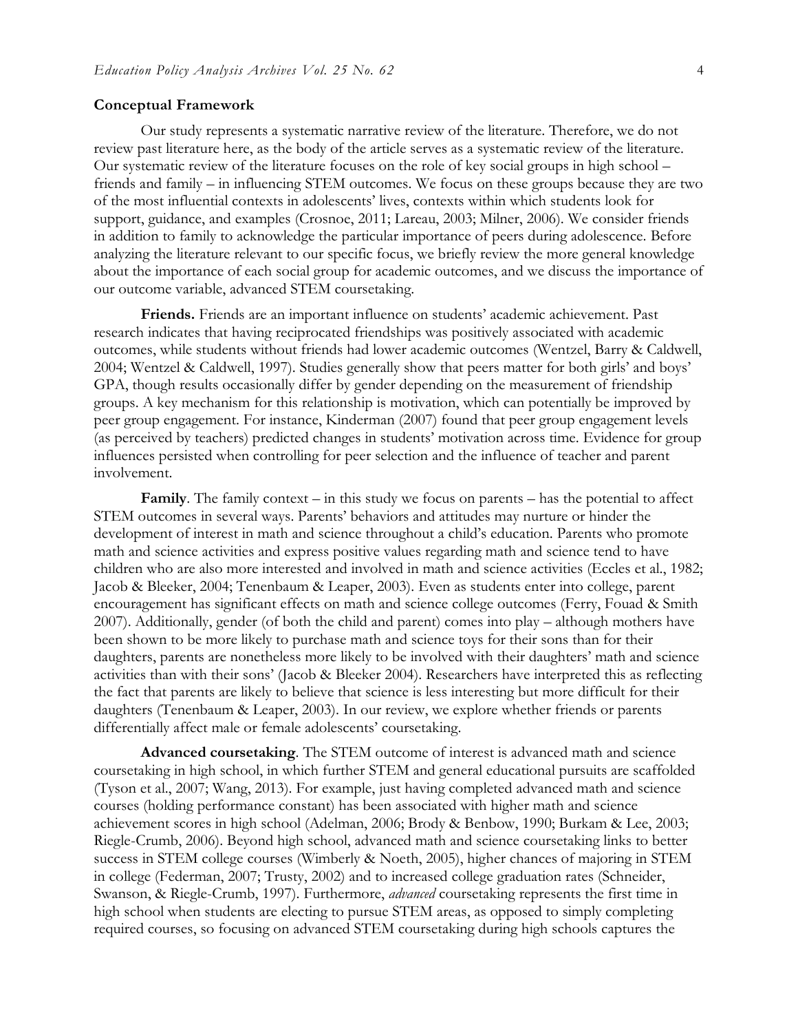## Conceptual Framework

Our study represents a systematic narrative review of the literature. Therefore, we do not review past literature here, as the body of the article serves as a systematic review of the literature. Our systematic review of the literature focuses on the role of key social groups in high school – friends and family – in influencing STEM outcomes. We focus on these groups because they are two of the most influential contexts in adolescents' lives, contexts within which students look for support, guidance, and examples (Crosnoe, 2011; Lareau, 2003; Milner, 2006). We consider friends in addition to family to acknowledge the particular importance of peers during adolescence. Before analyzing the literature relevant to our specific focus, we briefly review the more general knowledge about the importance of each social group for academic outcomes, and we discuss the importance of our outcome variable, advanced STEM coursetaking.

**Friends.** Friends are an important influence on students' academic achievement. Past research indicates that having reciprocated friendships was positively associated with academic outcomes, while students without friends had lower academic outcomes (Wentzel, Barry & Caldwell, 2004; Wentzel & Caldwell, 1997). Studies generally show that peers matter for both girls' and boys' GPA, though results occasionally differ by gender depending on the measurement of friendship groups. A key mechanism for this relationship is motivation, which can potentially be improved by peer group engagement. For instance, Kinderman (2007) found that peer group engagement levels (as perceived by teachers) predicted changes in students' motivation across time. Evidence for group influences persisted when controlling for peer selection and the influence of teacher and parent involvement.

**Family**. The family context – in this study we focus on parents – has the potential to affect STEM outcomes in several ways. Parents' behaviors and attitudes may nurture or hinder the development of interest in math and science throughout a child's education. Parents who promote math and science activities and express positive values regarding math and science tend to have children who are also more interested and involved in math and science activities (Eccles et al., 1982; Jacob & Bleeker, 2004; Tenenbaum & Leaper, 2003). Even as students enter into college, parent encouragement has significant effects on math and science college outcomes (Ferry, Fouad & Smith 2007). Additionally, gender (of both the child and parent) comes into play – although mothers have been shown to be more likely to purchase math and science toys for their sons than for their daughters, parents are nonetheless more likely to be involved with their daughters' math and science activities than with their sons' (Jacob & Bleeker 2004). Researchers have interpreted this as reflecting the fact that parents are likely to believe that science is less interesting but more difficult for their daughters (Tenenbaum & Leaper, 2003). In our review, we explore whether friends or parents differentially affect male or female adolescents' coursetaking.

**Advanced coursetaking**. The STEM outcome of interest is advanced math and science coursetaking in high school, in which further STEM and general educational pursuits are scaffolded (Tyson et al., 2007; Wang, 2013). For example, just having completed advanced math and science courses (holding performance constant) has been associated with higher math and science achievement scores in high school (Adelman, 2006; Brody & Benbow, 1990; Burkam & Lee, 2003; Riegle-Crumb, 2006). Beyond high school, advanced math and science coursetaking links to better success in STEM college courses (Wimberly & Noeth, 2005), higher chances of majoring in STEM in college (Federman, 2007; Trusty, 2002) and to increased college graduation rates (Schneider, Swanson, & Riegle-Crumb, 1997). Furthermore, *advanced* coursetaking represents the first time in high school when students are electing to pursue STEM areas, as opposed to simply completing required courses, so focusing on advanced STEM coursetaking during high schools captures the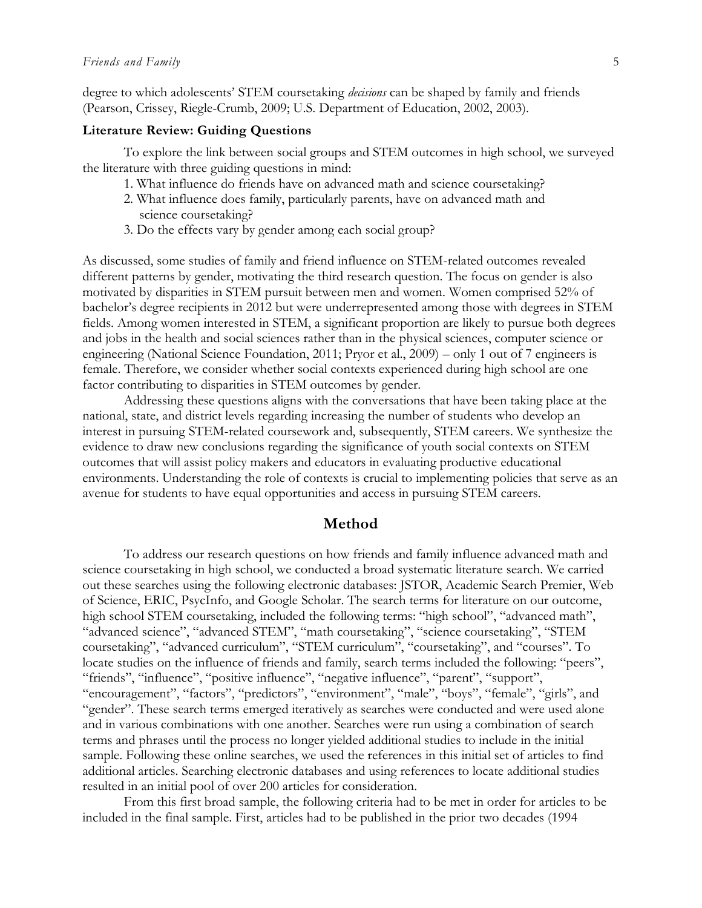degree to which adolescents' STEM coursetaking *decisions* can be shaped by family and friends (Pearson, Crissey, Riegle-Crumb, 2009; U.S. Department of Education, 2002, 2003).

### Literature Review: Guiding Questions

To explore the link between social groups and STEM outcomes in high school, we surveyed the literature with three guiding questions in mind:

1. What influence do friends have on advanced math and science coursetaking?
2. What influence does family, particularly parents, have on advanced math and science coursetaking?
3. Do the effects vary by gender among each social group?

As discussed, some studies of family and friend influence on STEM-related outcomes revealed different patterns by gender, motivating the third research question. The focus on gender is also motivated by disparities in STEM pursuit between men and women. Women comprised 52% of bachelor's degree recipients in 2012 but were underrepresented among those with degrees in STEM fields. Among women interested in STEM, a significant proportion are likely to pursue both degrees and jobs in the health and social sciences rather than in the physical sciences, computer science or engineering (National Science Foundation, 2011; Pryor et al., 2009) – only 1 out of 7 engineers is female. Therefore, we consider whether social contexts experienced during high school are one factor contributing to disparities in STEM outcomes by gender.

Addressing these questions aligns with the conversations that have been taking place at the national, state, and district levels regarding increasing the number of students who develop an interest in pursuing STEM-related coursework and, subsequently, STEM careers. We synthesize the evidence to draw new conclusions regarding the significance of youth social contexts on STEM outcomes that will assist policy makers and educators in evaluating productive educational environments. Understanding the role of contexts is crucial to implementing policies that serve as an avenue for students to have equal opportunities and access in pursuing STEM careers.

## Method

To address our research questions on how friends and family influence advanced math and science coursetaking in high school, we conducted a broad systematic literature search. We carried out these searches using the following electronic databases: JSTOR, Academic Search Premier, Web of Science, ERIC, PsycInfo, and Google Scholar. The search terms for literature on our outcome, high school STEM coursetaking, included the following terms: "high school", "advanced math", "advanced science", "advanced STEM", "math coursetaking", "science coursetaking", "STEM coursetaking", "advanced curriculum", "STEM curriculum", "coursetaking", and "courses". To locate studies on the influence of friends and family, search terms included the following: "peers", "friends", "influence", "positive influence", "negative influence", "parent", "support", "encouragement", "factors", "predictors", "environment", "male", "boys", "female", "girls", and "gender". These search terms emerged iteratively as searches were conducted and were used alone and in various combinations with one another. Searches were run using a combination of search terms and phrases until the process no longer yielded additional studies to include in the initial sample. Following these online searches, we used the references in this initial set of articles to find additional articles. Searching electronic databases and using references to locate additional studies resulted in an initial pool of over 200 articles for consideration.

From this first broad sample, the following criteria had to be met in order for articles to be included in the final sample. First, articles had to be published in the prior two decades (1994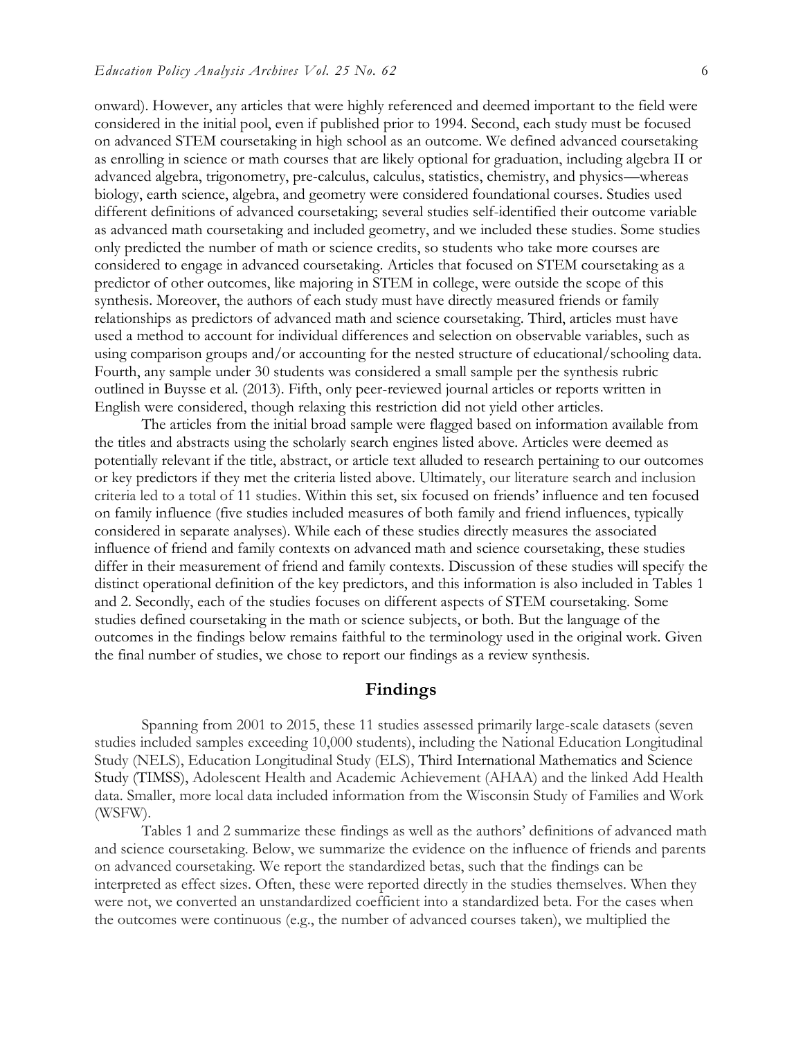onward). However, any articles that were highly referenced and deemed important to the field were considered in the initial pool, even if published prior to 1994. Second, each study must be focused on advanced STEM coursetaking in high school as an outcome. We defined advanced coursetaking as enrolling in science or math courses that are likely optional for graduation, including algebra II or advanced algebra, trigonometry, pre-calculus, calculus, statistics, chemistry, and physics—whereas biology, earth science, algebra, and geometry were considered foundational courses. Studies used different definitions of advanced coursetaking; several studies self-identified their outcome variable as advanced math coursetaking and included geometry, and we included these studies. Some studies only predicted the number of math or science credits, so students who take more courses are considered to engage in advanced coursetaking. Articles that focused on STEM coursetaking as a predictor of other outcomes, like majoring in STEM in college, were outside the scope of this synthesis. Moreover, the authors of each study must have directly measured friends or family relationships as predictors of advanced math and science coursetaking. Third, articles must have used a method to account for individual differences and selection on observable variables, such as using comparison groups and/or accounting for the nested structure of educational/schooling data. Fourth, any sample under 30 students was considered a small sample per the synthesis rubric outlined in Buysse et al. (2013). Fifth, only peer-reviewed journal articles or reports written in English were considered, though relaxing this restriction did not yield other articles.

The articles from the initial broad sample were flagged based on information available from the titles and abstracts using the scholarly search engines listed above. Articles were deemed as potentially relevant if the title, abstract, or article text alluded to research pertaining to our outcomes or key predictors if they met the criteria listed above. Ultimately, our literature search and inclusion criteria led to a total of 11 studies. Within this set, six focused on friends' influence and ten focused on family influence (five studies included measures of both family and friend influences, typically considered in separate analyses). While each of these studies directly measures the associated influence of friend and family contexts on advanced math and science coursetaking, these studies differ in their measurement of friend and family contexts. Discussion of these studies will specify the distinct operational definition of the key predictors, and this information is also included in Tables 1 and 2. Secondly, each of the studies focuses on different aspects of STEM coursetaking. Some studies defined coursetaking in the math or science subjects, or both. But the language of the outcomes in the findings below remains faithful to the terminology used in the original work. Given the final number of studies, we chose to report our findings as a review synthesis.

## Findings

Spanning from 2001 to 2015, these 11 studies assessed primarily large-scale datasets (seven studies included samples exceeding 10,000 students), including the National Education Longitudinal Study (NELS), Education Longitudinal Study (ELS), Third International Mathematics and Science Study (TIMSS), Adolescent Health and Academic Achievement (AHAA) and the linked Add Health data. Smaller, more local data included information from the Wisconsin Study of Families and Work (WSFW).

Tables 1 and 2 summarize these findings as well as the authors' definitions of advanced math and science coursetaking. Below, we summarize the evidence on the influence of friends and parents on advanced coursetaking. We report the standardized betas, such that the findings can be interpreted as effect sizes. Often, these were reported directly in the studies themselves. When they were not, we converted an unstandardized coefficient into a standardized beta. For the cases when the outcomes were continuous (e.g., the number of advanced courses taken), we multiplied the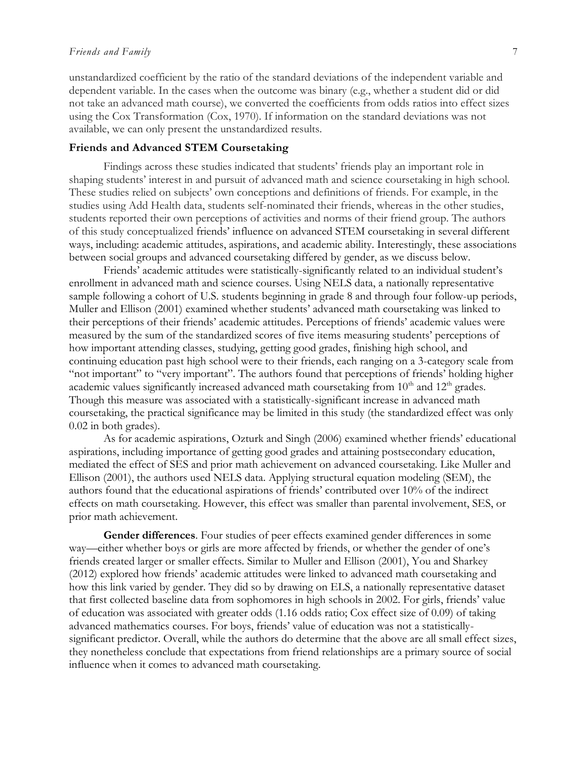unstandardized coefficient by the ratio of the standard deviations of the independent variable and dependent variable. In the cases when the outcome was binary (e.g., whether a student did or did not take an advanced math course), we converted the coefficients from odds ratios into effect sizes using the Cox Transformation (Cox, 1970). If information on the standard deviations was not available, we can only present the unstandardized results.

### Friends and Advanced STEM Coursetaking

Findings across these studies indicated that students' friends play an important role in shaping students' interest in and pursuit of advanced math and science coursetaking in high school. These studies relied on subjects' own conceptions and definitions of friends. For example, in the studies using Add Health data, students self-nominated their friends, whereas in the other studies, students reported their own perceptions of activities and norms of their friend group. The authors of this study conceptualized friends' influence on advanced STEM coursetaking in several different ways, including: academic attitudes, aspirations, and academic ability. Interestingly, these associations between social groups and advanced coursetaking differed by gender, as we discuss below.

Friends' academic attitudes were statistically-significantly related to an individual student's enrollment in advanced math and science courses. Using NELS data, a nationally representative sample following a cohort of U.S. students beginning in grade 8 and through four follow-up periods, Muller and Ellison (2001) examined whether students' advanced math coursetaking was linked to their perceptions of their friends' academic attitudes. Perceptions of friends' academic values were measured by the sum of the standardized scores of five items measuring students' perceptions of how important attending classes, studying, getting good grades, finishing high school, and continuing education past high school were to their friends, each ranging on a 3-category scale from "not important" to "very important". The authors found that perceptions of friends' holding higher academic values significantly increased advanced math coursetaking from 10th and 12th grades. Though this measure was associated with a statistically-significant increase in advanced math coursetaking, the practical significance may be limited in this study (the standardized effect was only 0.02 in both grades).

As for academic aspirations, Ozturk and Singh (2006) examined whether friends' educational aspirations, including importance of getting good grades and attaining postsecondary education, mediated the effect of SES and prior math achievement on advanced coursetaking. Like Muller and Ellison (2001), the authors used NELS data. Applying structural equation modeling (SEM), the authors found that the educational aspirations of friends' contributed over 10% of the indirect effects on math coursetaking. However, this effect was smaller than parental involvement, SES, or prior math achievement.

**Gender differences**. Four studies of peer effects examined gender differences in some way—either whether boys or girls are more affected by friends, or whether the gender of one's friends created larger or smaller effects. Similar to Muller and Ellison (2001), You and Sharkey (2012) explored how friends' academic attitudes were linked to advanced math coursetaking and how this link varied by gender. They did so by drawing on ELS, a nationally representative dataset that first collected baseline data from sophomores in high schools in 2002. For girls, friends' value of education was associated with greater odds (1.16 odds ratio; Cox effect size of 0.09) of taking advanced mathematics courses. For boys, friends' value of education was not a statistically-significant predictor. Overall, while the authors do determine that the above are all small effect sizes, they nonetheless conclude that expectations from friend relationships are a primary source of social influence when it comes to advanced math coursetaking.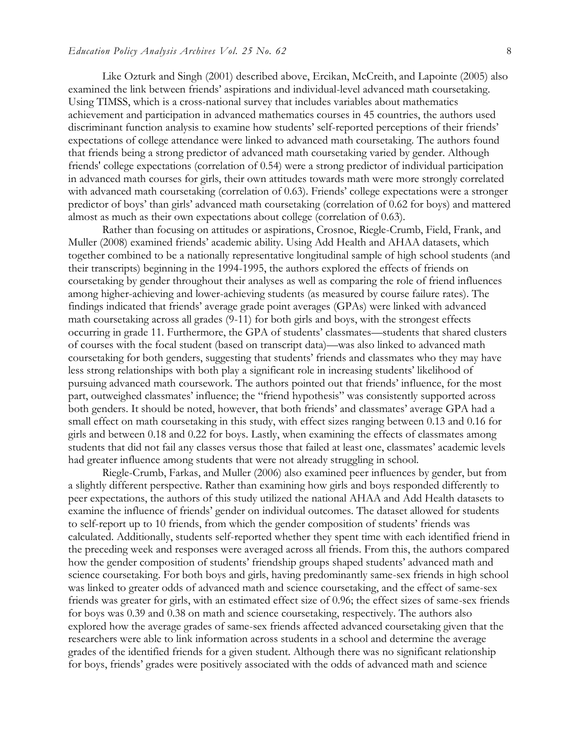Like Ozturk and Singh (2001) described above, Ercikan, McCreith, and Lapointe (2005) also examined the link between friends' aspirations and individual-level advanced math coursetaking. Using TIMSS, which is a cross-national survey that includes variables about mathematics achievement and participation in advanced mathematics courses in 45 countries, the authors used discriminant function analysis to examine how students' self-reported perceptions of their friends' expectations of college attendance were linked to advanced math coursetaking. The authors found that friends being a strong predictor of advanced math coursetaking varied by gender. Although friends' college expectations (correlation of 0.54) were a strong predictor of individual participation in advanced math courses for girls, their own attitudes towards math were more strongly correlated with advanced math coursetaking (correlation of 0.63). Friends' college expectations were a stronger predictor of boys' than girls' advanced math coursetaking (correlation of 0.62 for boys) and mattered almost as much as their own expectations about college (correlation of 0.63).

Rather than focusing on attitudes or aspirations, Crosnoe, Riegle-Crumb, Field, Frank, and Muller (2008) examined friends' academic ability. Using Add Health and AHAA datasets, which together combined to be a nationally representative longitudinal sample of high school students (and their transcripts) beginning in the 1994-1995, the authors explored the effects of friends on coursetaking by gender throughout their analyses as well as comparing the role of friend influences among higher-achieving and lower-achieving students (as measured by course failure rates). The findings indicated that friends' average grade point averages (GPAs) were linked with advanced math coursetaking across all grades (9-11) for both girls and boys, with the strongest effects occurring in grade 11. Furthermore, the GPA of students' classmates—students that shared clusters of courses with the focal student (based on transcript data)—was also linked to advanced math coursetaking for both genders, suggesting that students' friends and classmates who they may have less strong relationships with both play a significant role in increasing students' likelihood of pursuing advanced math coursework. The authors pointed out that friends' influence, for the most part, outweighed classmates' influence; the "friend hypothesis" was consistently supported across both genders. It should be noted, however, that both friends' and classmates' average GPA had a small effect on math coursetaking in this study, with effect sizes ranging between 0.13 and 0.16 for girls and between 0.18 and 0.22 for boys. Lastly, when examining the effects of classmates among students that did not fail any classes versus those that failed at least one, classmates' academic levels had greater influence among students that were not already struggling in school.

Riegle-Crumb, Farkas, and Muller (2006) also examined peer influences by gender, but from a slightly different perspective. Rather than examining how girls and boys responded differently to peer expectations, the authors of this study utilized the national AHAA and Add Health datasets to examine the influence of friends' gender on individual outcomes. The dataset allowed for students to self-report up to 10 friends, from which the gender composition of students' friends was calculated. Additionally, students self-reported whether they spent time with each identified friend in the preceding week and responses were averaged across all friends. From this, the authors compared how the gender composition of students' friendship groups shaped students' advanced math and science coursetaking. For both boys and girls, having predominantly same-sex friends in high school was linked to greater odds of advanced math and science coursetaking, and the effect of same-sex friends was greater for girls, with an estimated effect size of 0.96; the effect sizes of same-sex friends for boys was 0.39 and 0.38 on math and science coursetaking, respectively. The authors also explored how the average grades of same-sex friends affected advanced coursetaking given that the researchers were able to link information across students in a school and determine the average grades of the identified friends for a given student. Although there was no significant relationship for boys, friends' grades were positively associated with the odds of advanced math and science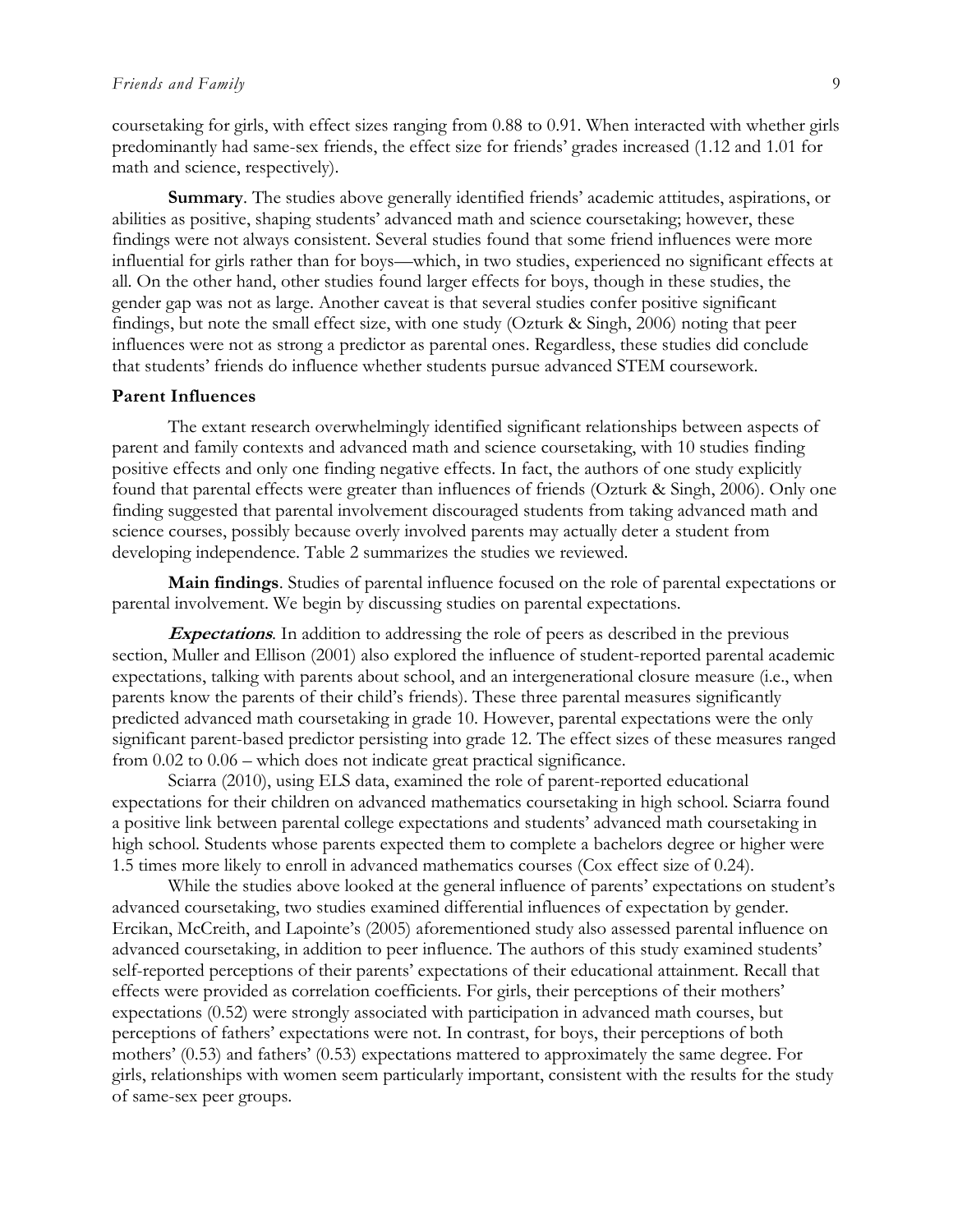coursetaking for girls, with effect sizes ranging from 0.88 to 0.91. When interacted with whether girls predominantly had same-sex friends, the effect size for friends' grades increased (1.12 and 1.01 for math and science, respectively).

**Summary**. The studies above generally identified friends' academic attitudes, aspirations, or abilities as positive, shaping students' advanced math and science coursetaking; however, these findings were not always consistent. Several studies found that some friend influences were more influential for girls rather than for boys—which, in two studies, experienced no significant effects at all. On the other hand, other studies found larger effects for boys, though in these studies, the gender gap was not as large. Another caveat is that several studies confer positive significant findings, but note the small effect size, with one study (Ozturk & Singh, 2006) noting that peer influences were not as strong a predictor as parental ones. Regardless, these studies did conclude that students' friends do influence whether students pursue advanced STEM coursework.

## Parent Influences

The extant research overwhelmingly identified significant relationships between aspects of parent and family contexts and advanced math and science coursetaking, with 10 studies finding positive effects and only one finding negative effects. In fact, the authors of one study explicitly found that parental effects were greater than influences of friends (Ozturk & Singh, 2006). Only one finding suggested that parental involvement discouraged students from taking advanced math and science courses, possibly because overly involved parents may actually deter a student from developing independence. Table 2 summarizes the studies we reviewed.

**Main findings**. Studies of parental influence focused on the role of parental expectations or parental involvement. We begin by discussing studies on parental expectations.

***Expectations***. In addition to addressing the role of peers as described in the previous section, Muller and Ellison (2001) also explored the influence of student-reported parental academic expectations, talking with parents about school, and an intergenerational closure measure (i.e., when parents know the parents of their child's friends). These three parental measures significantly predicted advanced math coursetaking in grade 10. However, parental expectations were the only significant parent-based predictor persisting into grade 12. The effect sizes of these measures ranged from 0.02 to 0.06 – which does not indicate great practical significance.

Sciarra (2010), using ELS data, examined the role of parent-reported educational expectations for their children on advanced mathematics coursetaking in high school. Sciarra found a positive link between parental college expectations and students' advanced math coursetaking in high school. Students whose parents expected them to complete a bachelors degree or higher were 1.5 times more likely to enroll in advanced mathematics courses (Cox effect size of 0.24).

While the studies above looked at the general influence of parents' expectations on student's advanced coursetaking, two studies examined differential influences of expectation by gender. Ercikan, McCreith, and Lapointe's (2005) aforementioned study also assessed parental influence on advanced coursetaking, in addition to peer influence. The authors of this study examined students' self-reported perceptions of their parents' expectations of their educational attainment. Recall that effects were provided as correlation coefficients. For girls, their perceptions of their mothers' expectations (0.52) were strongly associated with participation in advanced math courses, but perceptions of fathers' expectations were not. In contrast, for boys, their perceptions of both mothers' (0.53) and fathers' (0.53) expectations mattered to approximately the same degree. For girls, relationships with women seem particularly important, consistent with the results for the study of same-sex peer groups.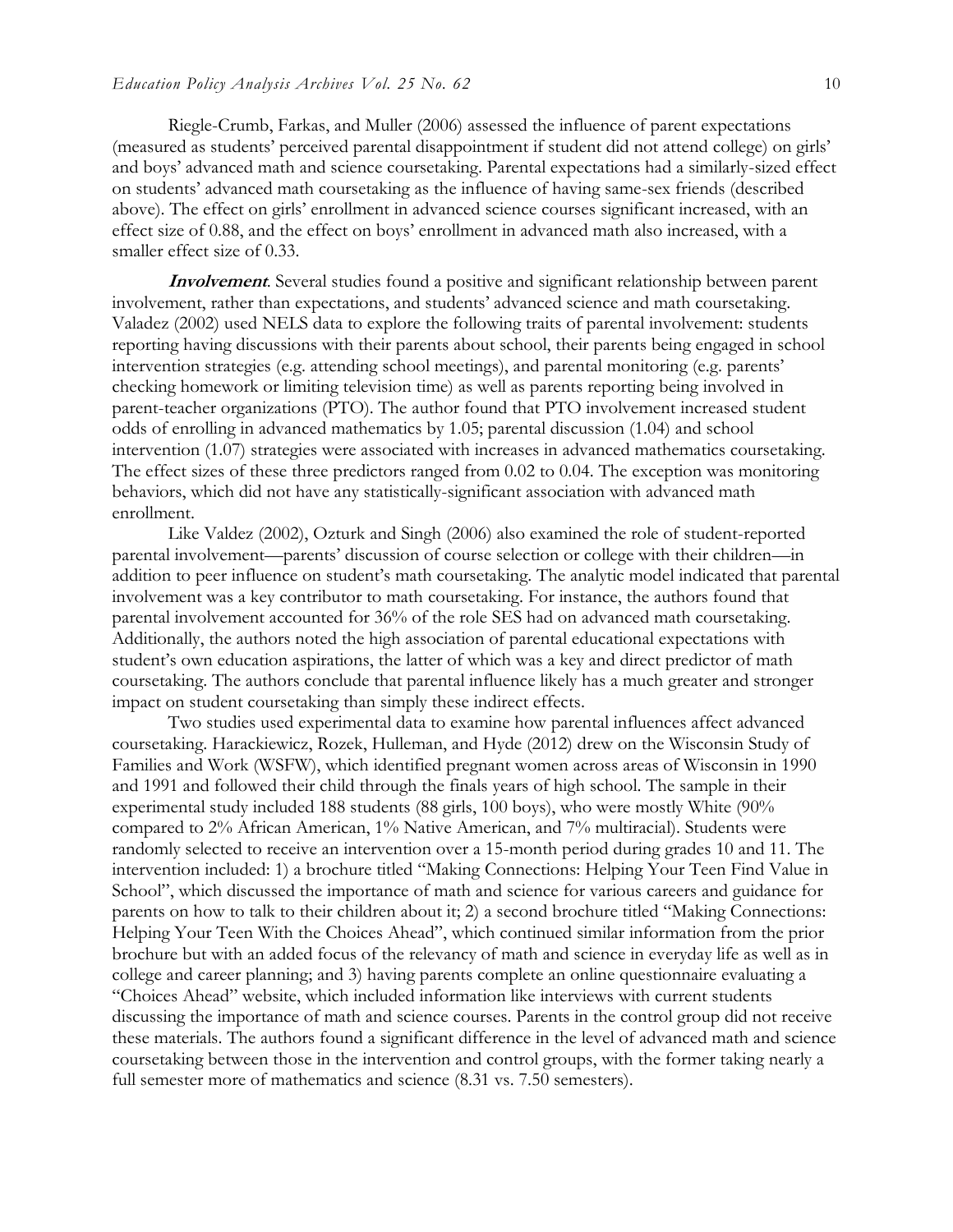Riegle-Crumb, Farkas, and Muller (2006) assessed the influence of parent expectations (measured as students' perceived parental disappointment if student did not attend college) on girls' and boys' advanced math and science coursetaking. Parental expectations had a similarly-sized effect on students' advanced math coursetaking as the influence of having same-sex friends (described above). The effect on girls' enrollment in advanced science courses significant increased, with an effect size of 0.88, and the effect on boys' enrollment in advanced math also increased, with a smaller effect size of 0.33.

***Involvement***. Several studies found a positive and significant relationship between parent involvement, rather than expectations, and students' advanced science and math coursetaking. Valadez (2002) used NELS data to explore the following traits of parental involvement: students reporting having discussions with their parents about school, their parents being engaged in school intervention strategies (e.g. attending school meetings), and parental monitoring (e.g. parents' checking homework or limiting television time) as well as parents reporting being involved in parent-teacher organizations (PTO). The author found that PTO involvement increased student odds of enrolling in advanced mathematics by 1.05; parental discussion (1.04) and school intervention (1.07) strategies were associated with increases in advanced mathematics coursetaking. The effect sizes of these three predictors ranged from 0.02 to 0.04. The exception was monitoring behaviors, which did not have any statistically-significant association with advanced math enrollment.

Like Valdez (2002), Ozturk and Singh (2006) also examined the role of student-reported parental involvement—parents' discussion of course selection or college with their children—in addition to peer influence on student's math coursetaking. The analytic model indicated that parental involvement was a key contributor to math coursetaking. For instance, the authors found that parental involvement accounted for 36% of the role SES had on advanced math coursetaking. Additionally, the authors noted the high association of parental educational expectations with student's own education aspirations, the latter of which was a key and direct predictor of math coursetaking. The authors conclude that parental influence likely has a much greater and stronger impact on student coursetaking than simply these indirect effects.

Two studies used experimental data to examine how parental influences affect advanced coursetaking. Harackiewicz, Rozek, Hulleman, and Hyde (2012) drew on the Wisconsin Study of Families and Work (WSFW), which identified pregnant women across areas of Wisconsin in 1990 and 1991 and followed their child through the finals years of high school. The sample in their experimental study included 188 students (88 girls, 100 boys), who were mostly White (90% compared to 2% African American, 1% Native American, and 7% multiracial). Students were randomly selected to receive an intervention over a 15-month period during grades 10 and 11. The intervention included: 1) a brochure titled "Making Connections: Helping Your Teen Find Value in School", which discussed the importance of math and science for various careers and guidance for parents on how to talk to their children about it; 2) a second brochure titled "Making Connections: Helping Your Teen With the Choices Ahead", which continued similar information from the prior brochure but with an added focus of the relevancy of math and science in everyday life as well as in college and career planning; and 3) having parents complete an online questionnaire evaluating a "Choices Ahead" website, which included information like interviews with current students discussing the importance of math and science courses. Parents in the control group did not receive these materials. The authors found a significant difference in the level of advanced math and science coursetaking between those in the intervention and control groups, with the former taking nearly a full semester more of mathematics and science (8.31 vs. 7.50 semesters).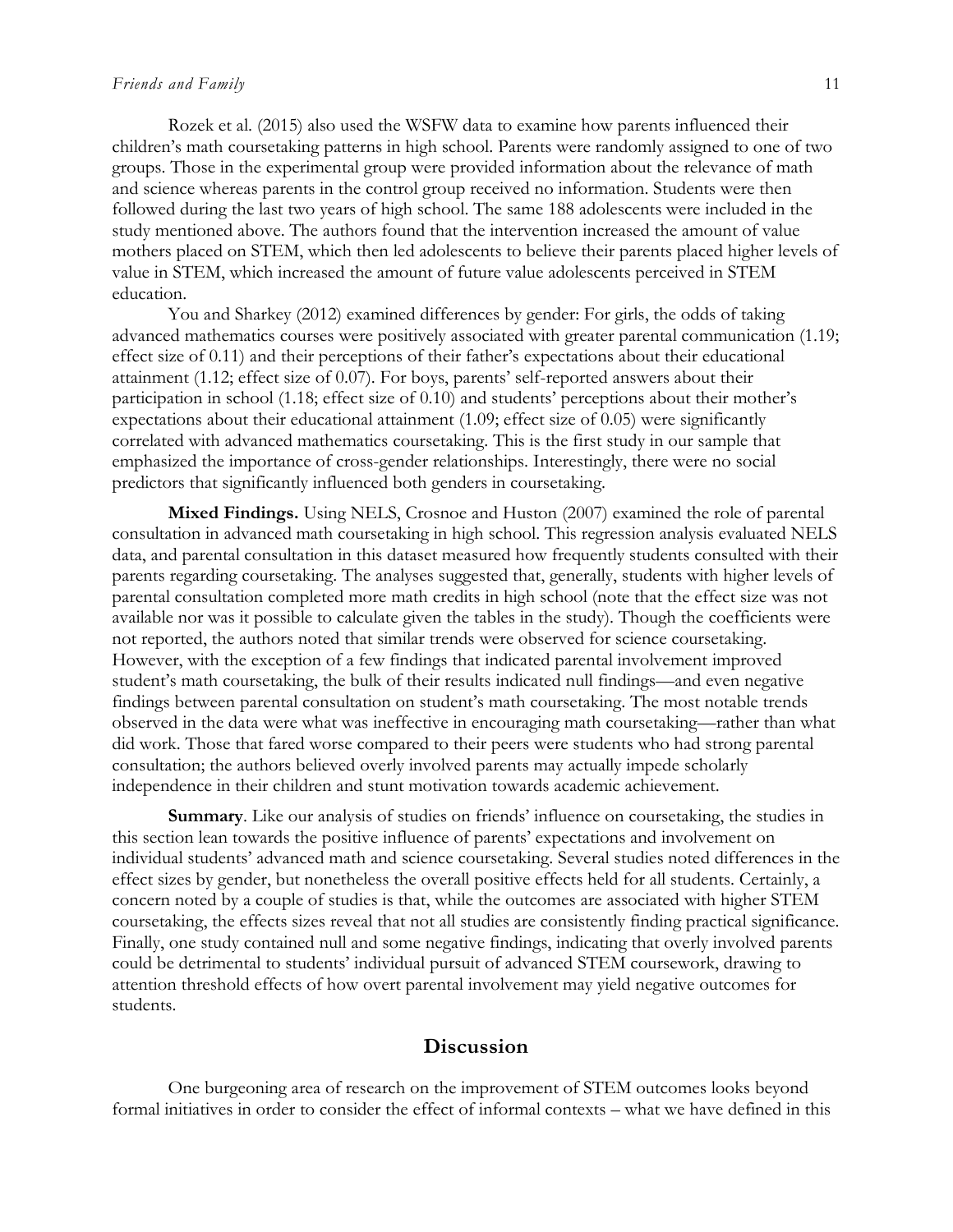Rozek et al. (2015) also used the WSFW data to examine how parents influenced their children's math coursetaking patterns in high school. Parents were randomly assigned to one of two groups. Those in the experimental group were provided information about the relevance of math and science whereas parents in the control group received no information. Students were then followed during the last two years of high school. The same 188 adolescents were included in the study mentioned above. The authors found that the intervention increased the amount of value mothers placed on STEM, which then led adolescents to believe their parents placed higher levels of value in STEM, which increased the amount of future value adolescents perceived in STEM education.

You and Sharkey (2012) examined differences by gender: For girls, the odds of taking advanced mathematics courses were positively associated with greater parental communication (1.19; effect size of 0.11) and their perceptions of their father's expectations about their educational attainment (1.12; effect size of 0.07). For boys, parents' self-reported answers about their participation in school (1.18; effect size of 0.10) and students' perceptions about their mother's expectations about their educational attainment (1.09; effect size of 0.05) were significantly correlated with advanced mathematics coursetaking. This is the first study in our sample that emphasized the importance of cross-gender relationships. Interestingly, there were no social predictors that significantly influenced both genders in coursetaking.

**Mixed Findings.** Using NELS, Crosnoe and Huston (2007) examined the role of parental consultation in advanced math coursetaking in high school. This regression analysis evaluated NELS data, and parental consultation in this dataset measured how frequently students consulted with their parents regarding coursetaking. The analyses suggested that, generally, students with higher levels of parental consultation completed more math credits in high school (note that the effect size was not available nor was it possible to calculate given the tables in the study). Though the coefficients were not reported, the authors noted that similar trends were observed for science coursetaking. However, with the exception of a few findings that indicated parental involvement improved student's math coursetaking, the bulk of their results indicated null findings—and even negative findings between parental consultation on student's math coursetaking. The most notable trends observed in the data were what was ineffective in encouraging math coursetaking—rather than what did work. Those that fared worse compared to their peers were students who had strong parental consultation; the authors believed overly involved parents may actually impede scholarly independence in their children and stunt motivation towards academic achievement.

**Summary**. Like our analysis of studies on friends' influence on coursetaking, the studies in this section lean towards the positive influence of parents' expectations and involvement on individual students' advanced math and science coursetaking. Several studies noted differences in the effect sizes by gender, but nonetheless the overall positive effects held for all students. Certainly, a concern noted by a couple of studies is that, while the outcomes are associated with higher STEM coursetaking, the effects sizes reveal that not all studies are consistently finding practical significance. Finally, one study contained null and some negative findings, indicating that overly involved parents could be detrimental to students' individual pursuit of advanced STEM coursework, drawing to attention threshold effects of how overt parental involvement may yield negative outcomes for students.

## Discussion

One burgeoning area of research on the improvement of STEM outcomes looks beyond formal initiatives in order to consider the effect of informal contexts – what we have defined in this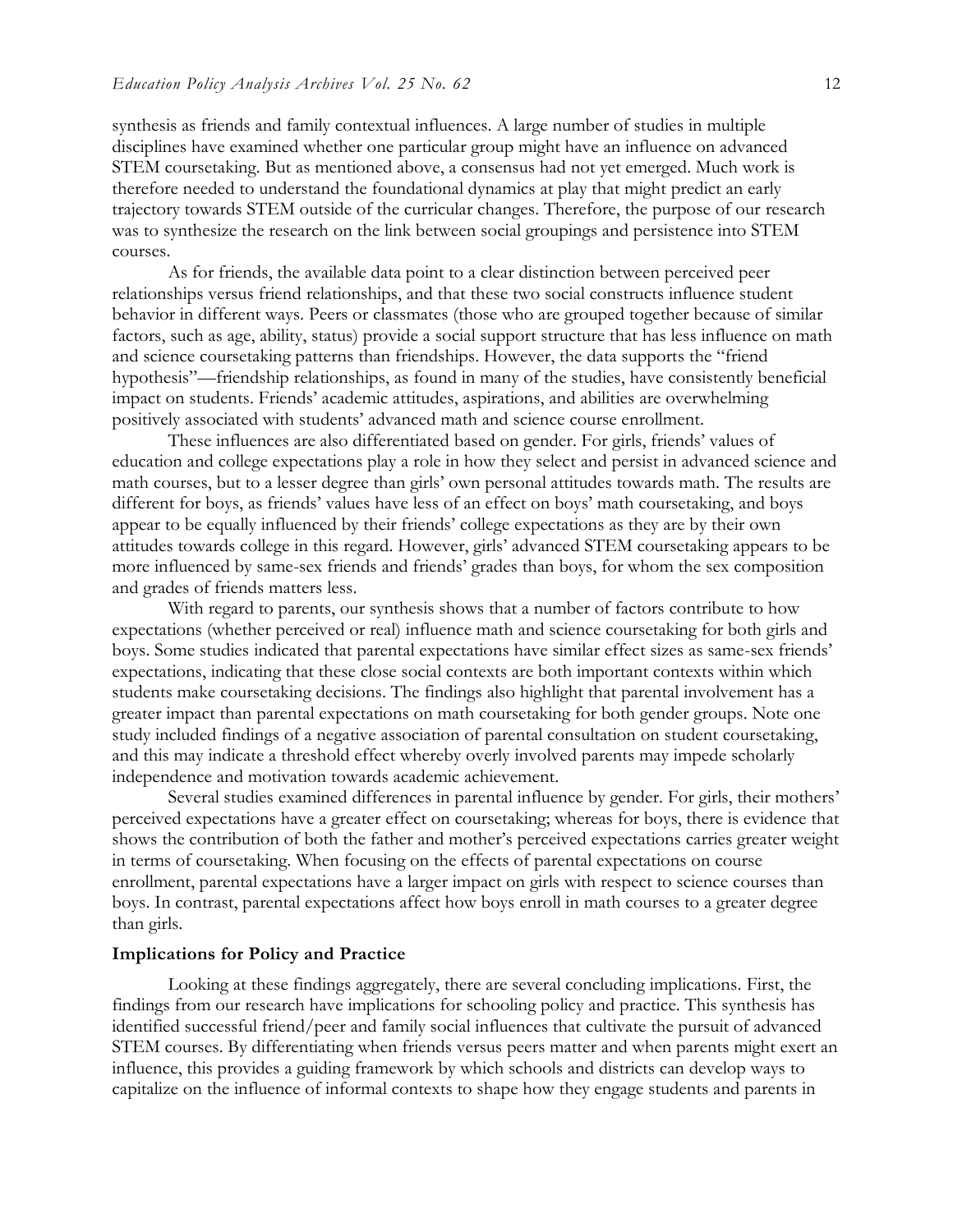synthesis as friends and family contextual influences. A large number of studies in multiple disciplines have examined whether one particular group might have an influence on advanced STEM coursetaking. But as mentioned above, a consensus had not yet emerged. Much work is therefore needed to understand the foundational dynamics at play that might predict an early trajectory towards STEM outside of the curricular changes. Therefore, the purpose of our research was to synthesize the research on the link between social groupings and persistence into STEM courses.

As for friends, the available data point to a clear distinction between perceived peer relationships versus friend relationships, and that these two social constructs influence student behavior in different ways. Peers or classmates (those who are grouped together because of similar factors, such as age, ability, status) provide a social support structure that has less influence on math and science coursetaking patterns than friendships. However, the data supports the "friend hypothesis"—friendship relationships, as found in many of the studies, have consistently beneficial impact on students. Friends' academic attitudes, aspirations, and abilities are overwhelming positively associated with students' advanced math and science course enrollment.

These influences are also differentiated based on gender. For girls, friends' values of education and college expectations play a role in how they select and persist in advanced science and math courses, but to a lesser degree than girls' own personal attitudes towards math. The results are different for boys, as friends' values have less of an effect on boys' math coursetaking, and boys appear to be equally influenced by their friends' college expectations as they are by their own attitudes towards college in this regard. However, girls' advanced STEM coursetaking appears to be more influenced by same-sex friends and friends' grades than boys, for whom the sex composition and grades of friends matters less.

With regard to parents, our synthesis shows that a number of factors contribute to how expectations (whether perceived or real) influence math and science coursetaking for both girls and boys. Some studies indicated that parental expectations have similar effect sizes as same-sex friends' expectations, indicating that these close social contexts are both important contexts within which students make coursetaking decisions. The findings also highlight that parental involvement has a greater impact than parental expectations on math coursetaking for both gender groups. Note one study included findings of a negative association of parental consultation on student coursetaking, and this may indicate a threshold effect whereby overly involved parents may impede scholarly independence and motivation towards academic achievement.

Several studies examined differences in parental influence by gender. For girls, their mothers' perceived expectations have a greater effect on coursetaking; whereas for boys, there is evidence that shows the contribution of both the father and mother's perceived expectations carries greater weight in terms of coursetaking. When focusing on the effects of parental expectations on course enrollment, parental expectations have a larger impact on girls with respect to science courses than boys. In contrast, parental expectations affect how boys enroll in math courses to a greater degree than girls.

### Implications for Policy and Practice

Looking at these findings aggregately, there are several concluding implications. First, the findings from our research have implications for schooling policy and practice. This synthesis has identified successful friend/peer and family social influences that cultivate the pursuit of advanced STEM courses. By differentiating when friends versus peers matter and when parents might exert an influence, this provides a guiding framework by which schools and districts can develop ways to capitalize on the influence of informal contexts to shape how they engage students and parents in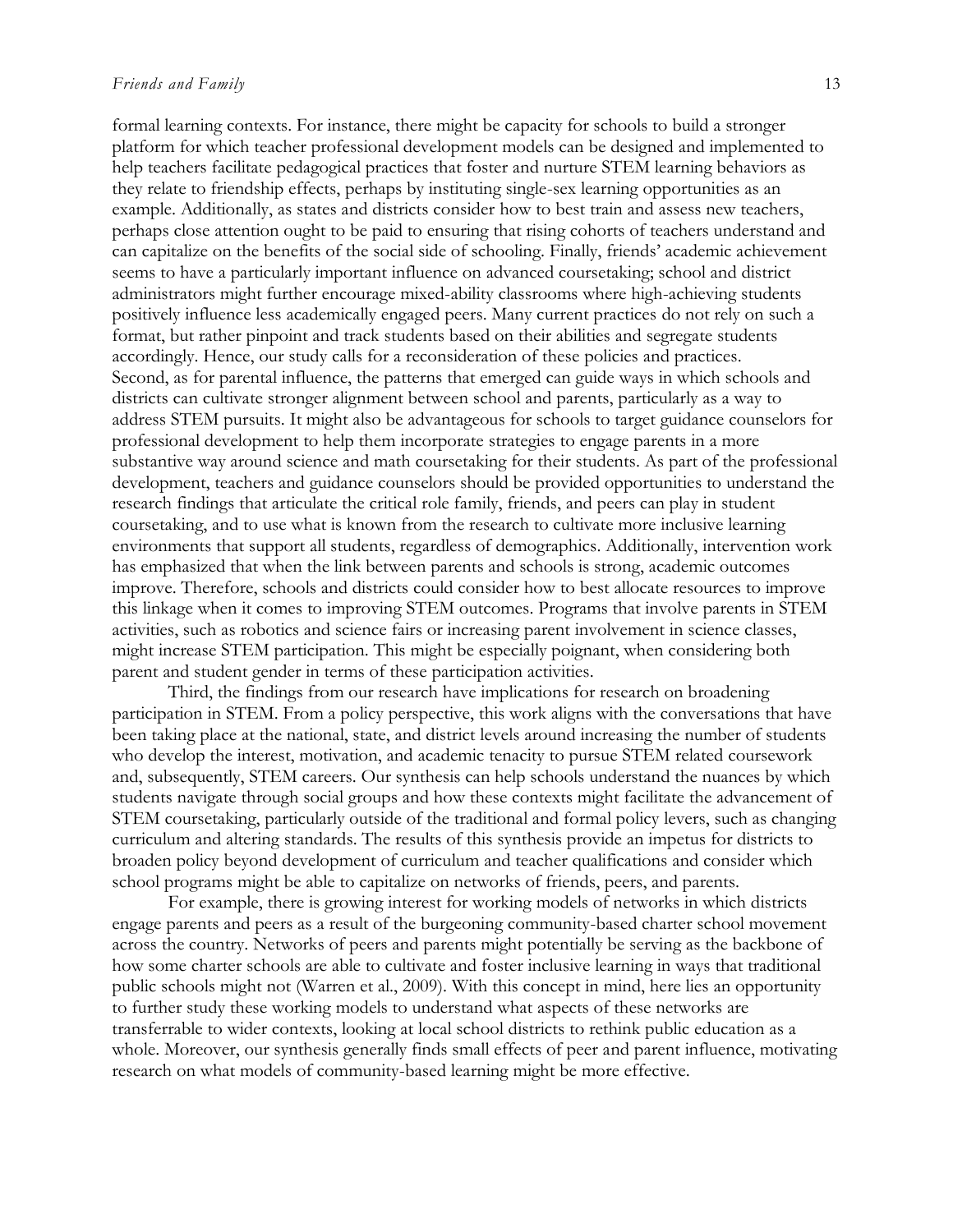formal learning contexts. For instance, there might be capacity for schools to build a stronger platform for which teacher professional development models can be designed and implemented to help teachers facilitate pedagogical practices that foster and nurture STEM learning behaviors as they relate to friendship effects, perhaps by instituting single-sex learning opportunities as an example. Additionally, as states and districts consider how to best train and assess new teachers, perhaps close attention ought to be paid to ensuring that rising cohorts of teachers understand and can capitalize on the benefits of the social side of schooling. Finally, friends' academic achievement seems to have a particularly important influence on advanced coursetaking; school and district administrators might further encourage mixed-ability classrooms where high-achieving students positively influence less academically engaged peers. Many current practices do not rely on such a format, but rather pinpoint and track students based on their abilities and segregate students accordingly. Hence, our study calls for a reconsideration of these policies and practices.

Second, as for parental influence, the patterns that emerged can guide ways in which schools and districts can cultivate stronger alignment between school and parents, particularly as a way to address STEM pursuits. It might also be advantageous for schools to target guidance counselors for professional development to help them incorporate strategies to engage parents in a more substantive way around science and math coursetaking for their students. As part of the professional development, teachers and guidance counselors should be provided opportunities to understand the research findings that articulate the critical role family, friends, and peers can play in student coursetaking, and to use what is known from the research to cultivate more inclusive learning environments that support all students, regardless of demographics. Additionally, intervention work has emphasized that when the link between parents and schools is strong, academic outcomes improve. Therefore, schools and districts could consider how to best allocate resources to improve this linkage when it comes to improving STEM outcomes. Programs that involve parents in STEM activities, such as robotics and science fairs or increasing parent involvement in science classes, might increase STEM participation. This might be especially poignant, when considering both parent and student gender in terms of these participation activities.

Third, the findings from our research have implications for research on broadening participation in STEM. From a policy perspective, this work aligns with the conversations that have been taking place at the national, state, and district levels around increasing the number of students who develop the interest, motivation, and academic tenacity to pursue STEM related coursework and, subsequently, STEM careers. Our synthesis can help schools understand the nuances by which students navigate through social groups and how these contexts might facilitate the advancement of STEM coursetaking, particularly outside of the traditional and formal policy levers, such as changing curriculum and altering standards. The results of this synthesis provide an impetus for districts to broaden policy beyond development of curriculum and teacher qualifications and consider which school programs might be able to capitalize on networks of friends, peers, and parents.

For example, there is growing interest for working models of networks in which districts engage parents and peers as a result of the burgeoning community-based charter school movement across the country. Networks of peers and parents might potentially be serving as the backbone of how some charter schools are able to cultivate and foster inclusive learning in ways that traditional public schools might not (Warren et al., 2009). With this concept in mind, here lies an opportunity to further study these working models to understand what aspects of these networks are transferrable to wider contexts, looking at local school districts to rethink public education as a whole. Moreover, our synthesis generally finds small effects of peer and parent influence, motivating research on what models of community-based learning might be more effective.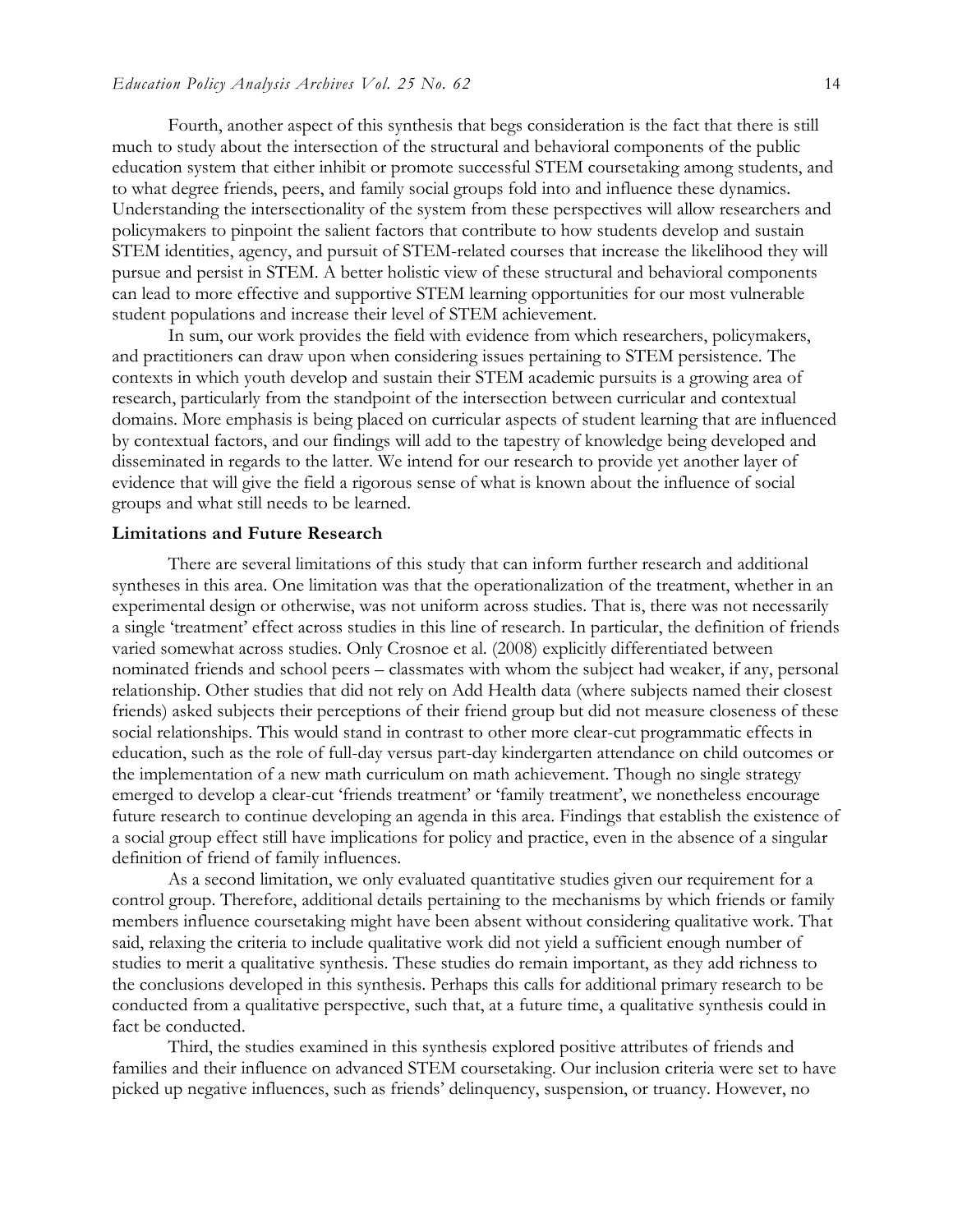Fourth, another aspect of this synthesis that begs consideration is the fact that there is still much to study about the intersection of the structural and behavioral components of the public education system that either inhibit or promote successful STEM coursetaking among students, and to what degree friends, peers, and family social groups fold into and influence these dynamics. Understanding the intersectionality of the system from these perspectives will allow researchers and policymakers to pinpoint the salient factors that contribute to how students develop and sustain STEM identities, agency, and pursuit of STEM-related courses that increase the likelihood they will pursue and persist in STEM. A better holistic view of these structural and behavioral components can lead to more effective and supportive STEM learning opportunities for our most vulnerable student populations and increase their level of STEM achievement.

In sum, our work provides the field with evidence from which researchers, policymakers, and practitioners can draw upon when considering issues pertaining to STEM persistence. The contexts in which youth develop and sustain their STEM academic pursuits is a growing area of research, particularly from the standpoint of the intersection between curricular and contextual domains. More emphasis is being placed on curricular aspects of student learning that are influenced by contextual factors, and our findings will add to the tapestry of knowledge being developed and disseminated in regards to the latter. We intend for our research to provide yet another layer of evidence that will give the field a rigorous sense of what is known about the influence of social groups and what still needs to be learned.

**Limitations and Future Research**

There are several limitations of this study that can inform further research and additional syntheses in this area. One limitation was that the operationalization of the treatment, whether in an experimental design or otherwise, was not uniform across studies. That is, there was not necessarily a single 'treatment' effect across studies in this line of research. In particular, the definition of friends varied somewhat across studies. Only Crosnoe et al. (2008) explicitly differentiated between nominated friends and school peers – classmates with whom the subject had weaker, if any, personal relationship. Other studies that did not rely on Add Health data (where subjects named their closest friends) asked subjects their perceptions of their friend group but did not measure closeness of these social relationships. This would stand in contrast to other more clear-cut programmatic effects in education, such as the role of full-day versus part-day kindergarten attendance on child outcomes or the implementation of a new math curriculum on math achievement. Though no single strategy emerged to develop a clear-cut 'friends treatment' or 'family treatment', we nonetheless encourage future research to continue developing an agenda in this area. Findings that establish the existence of a social group effect still have implications for policy and practice, even in the absence of a singular definition of friend of family influences.

As a second limitation, we only evaluated quantitative studies given our requirement for a control group. Therefore, additional details pertaining to the mechanisms by which friends or family members influence coursetaking might have been absent without considering qualitative work. That said, relaxing the criteria to include qualitative work did not yield a sufficient enough number of studies to merit a qualitative synthesis. These studies do remain important, as they add richness to the conclusions developed in this synthesis. Perhaps this calls for additional primary research to be conducted from a qualitative perspective, such that, at a future time, a qualitative synthesis could in fact be conducted.

Third, the studies examined in this synthesis explored positive attributes of friends and families and their influence on advanced STEM coursetaking. Our inclusion criteria were set to have picked up negative influences, such as friends' delinquency, suspension, or truancy. However, no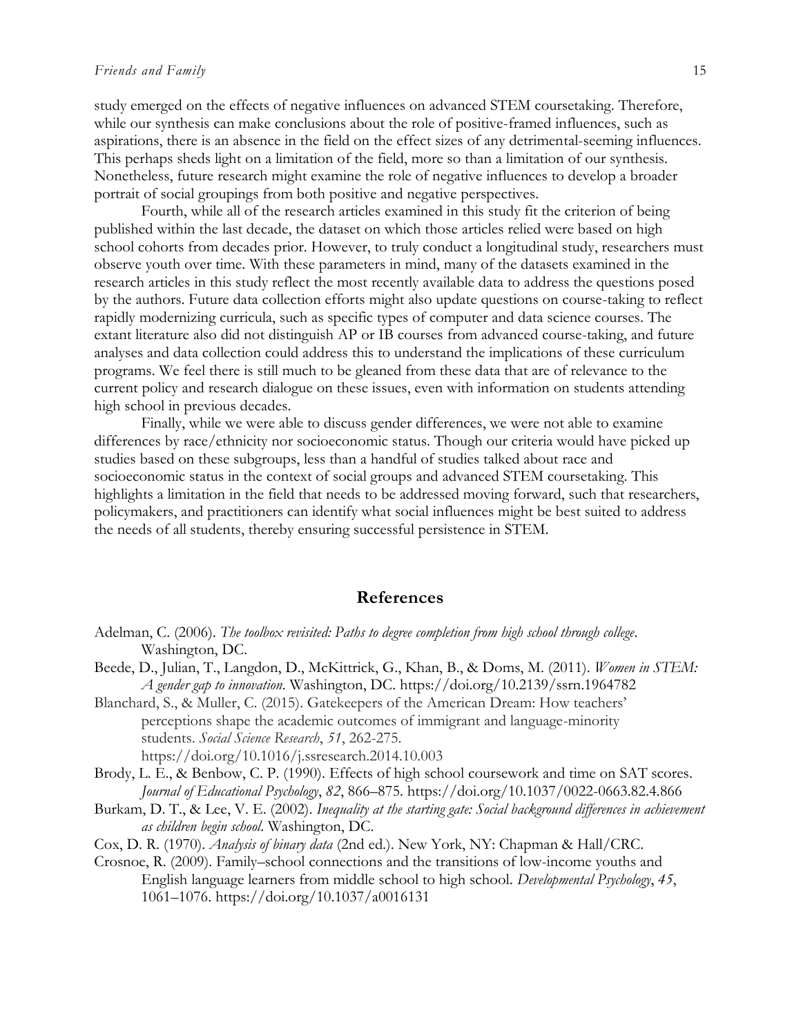study emerged on the effects of negative influences on advanced STEM coursetaking. Therefore, while our synthesis can make conclusions about the role of positive-framed influences, such as aspirations, there is an absence in the field on the effect sizes of any detrimental-seeming influences. This perhaps sheds light on a limitation of the field, more so than a limitation of our synthesis. Nonetheless, future research might examine the role of negative influences to develop a broader portrait of social groupings from both positive and negative perspectives.

Fourth, while all of the research articles examined in this study fit the criterion of being published within the last decade, the dataset on which those articles relied were based on high school cohorts from decades prior. However, to truly conduct a longitudinal study, researchers must observe youth over time. With these parameters in mind, many of the datasets examined in the research articles in this study reflect the most recently available data to address the questions posed by the authors. Future data collection efforts might also update questions on course-taking to reflect rapidly modernizing curricula, such as specific types of computer and data science courses. The extant literature also did not distinguish AP or IB courses from advanced course-taking, and future analyses and data collection could address this to understand the implications of these curriculum programs. We feel there is still much to be gleaned from these data that are of relevance to the current policy and research dialogue on these issues, even with information on students attending high school in previous decades.

Finally, while we were able to discuss gender differences, we were not able to examine differences by race/ethnicity nor socioeconomic status. Though our criteria would have picked up studies based on these subgroups, less than a handful of studies talked about race and socioeconomic status in the context of social groups and advanced STEM coursetaking. This highlights a limitation in the field that needs to be addressed moving forward, such that researchers, policymakers, and practitioners can identify what social influences might be best suited to address the needs of all students, thereby ensuring successful persistence in STEM.

## References

Adelman, C. (2006). *The toolbox revisited: Paths to degree completion from high school through college*. Washington, DC.

Beede, D., Julian, T., Langdon, D., McKittrick, G., Khan, B., & Doms, M. (2011). *Women in STEM: A gender gap to innovation*. Washington, DC. https://doi.org/10.2139/ssrn.1964782

Blanchard, S., & Muller, C. (2015). Gatekeepers of the American Dream: How teachers' perceptions shape the academic outcomes of immigrant and language-minority students. *Social Science Research*, *51*, 262-275. https://doi.org/10.1016/j.ssresearch.2014.10.003

Brody, L. E., & Benbow, C. P. (1990). Effects of high school coursework and time on SAT scores. *Journal of Educational Psychology*, *82*, 866–875. https://doi.org/10.1037/0022-0663.82.4.866

Burkam, D. T., & Lee, V. E. (2002). *Inequality at the starting gate: Social background differences in achievement as children begin school*. Washington, DC.

Cox, D. R. (1970). *Analysis of binary data* (2nd ed.). New York, NY: Chapman & Hall/CRC.

Crosnoe, R. (2009). Family–school connections and the transitions of low-income youths and English language learners from middle school to high school. *Developmental Psychology*, *45*, 1061–1076. https://doi.org/10.1037/a0016131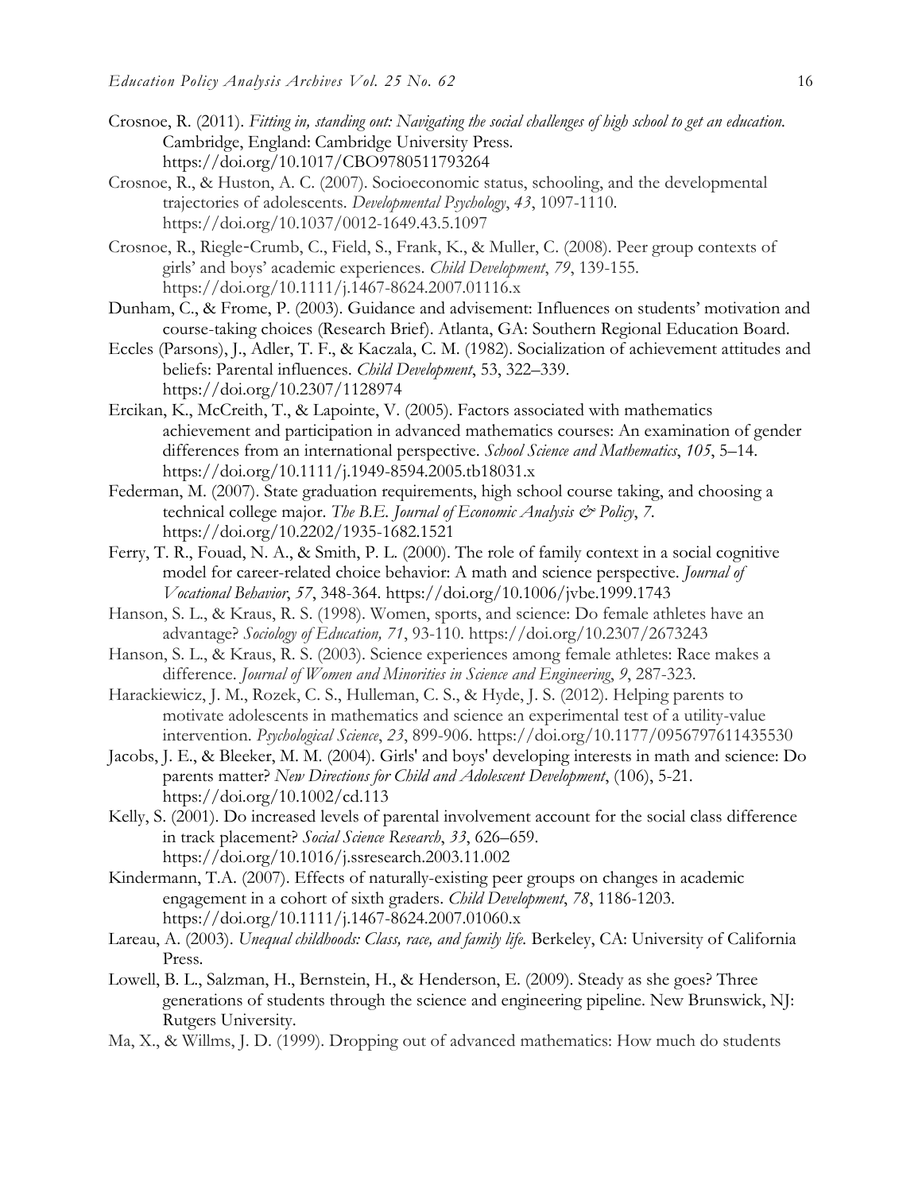Crosnoe, R. (2011). *Fitting in, standing out: Navigating the social challenges of high school to get an education.* Cambridge, England: Cambridge University Press. https://doi.org/10.1017/CBO9780511793264

Crosnoe, R., & Huston, A. C. (2007). Socioeconomic status, schooling, and the developmental trajectories of adolescents. *Developmental Psychology*, *43*, 1097-1110. https://doi.org/10.1037/0012-1649.43.5.1097

Crosnoe, R., Riegle-Crumb, C., Field, S., Frank, K., & Muller, C. (2008). Peer group contexts of girls' and boys' academic experiences. *Child Development*, *79*, 139-155. https://doi.org/10.1111/j.1467-8624.2007.01116.x

Dunham, C., & Frome, P. (2003). Guidance and advisement: Influences on students' motivation and course-taking choices (Research Brief). Atlanta, GA: Southern Regional Education Board.

Eccles (Parsons), J., Adler, T. F., & Kaczala, C. M. (1982). Socialization of achievement attitudes and beliefs: Parental influences. *Child Development*, 53, 322–339. https://doi.org/10.2307/1128974

Ercikan, K., McCreith, T., & Lapointe, V. (2005). Factors associated with mathematics achievement and participation in advanced mathematics courses: An examination of gender differences from an international perspective. *School Science and Mathematics*, *105*, 5–14. https://doi.org/10.1111/j.1949-8594.2005.tb18031.x

Federman, M. (2007). State graduation requirements, high school course taking, and choosing a technical college major. *The B.E. Journal of Economic Analysis & Policy*, *7*. https://doi.org/10.2202/1935-1682.1521

Ferry, T. R., Fouad, N. A., & Smith, P. L. (2000). The role of family context in a social cognitive model for career-related choice behavior: A math and science perspective. *Journal of Vocational Behavior*, *57*, 348-364. https://doi.org/10.1006/jvbe.1999.1743

Hanson, S. L., & Kraus, R. S. (1998). Women, sports, and science: Do female athletes have an advantage? *Sociology of Education, 71*, 93-110. https://doi.org/10.2307/2673243

Hanson, S. L., & Kraus, R. S. (2003). Science experiences among female athletes: Race makes a difference. *Journal of Women and Minorities in Science and Engineering*, *9*, 287-323.

Harackiewicz, J. M., Rozek, C. S., Hulleman, C. S., & Hyde, J. S. (2012). Helping parents to motivate adolescents in mathematics and science an experimental test of a utility-value intervention. *Psychological Science*, *23*, 899-906. https://doi.org/10.1177/0956797611435530

Jacobs, J. E., & Bleeker, M. M. (2004). Girls' and boys' developing interests in math and science: Do parents matter? *New Directions for Child and Adolescent Development*, (106), 5-21. https://doi.org/10.1002/cd.113

Kelly, S. (2001). Do increased levels of parental involvement account for the social class difference in track placement? *Social Science Research*, *33*, 626–659. https://doi.org/10.1016/j.ssresearch.2003.11.002

Kindermann, T.A. (2007). Effects of naturally-existing peer groups on changes in academic engagement in a cohort of sixth graders. *Child Development*, *78*, 1186-1203. https://doi.org/10.1111/j.1467-8624.2007.01060.x

Lareau, A. (2003). *Unequal childhoods: Class, race, and family life.* Berkeley, CA: University of California Press.

Lowell, B. L., Salzman, H., Bernstein, H., & Henderson, E. (2009). Steady as she goes? Three generations of students through the science and engineering pipeline. New Brunswick, NJ: Rutgers University.

Ma, X., & Willms, J. D. (1999). Dropping out of advanced mathematics: How much do students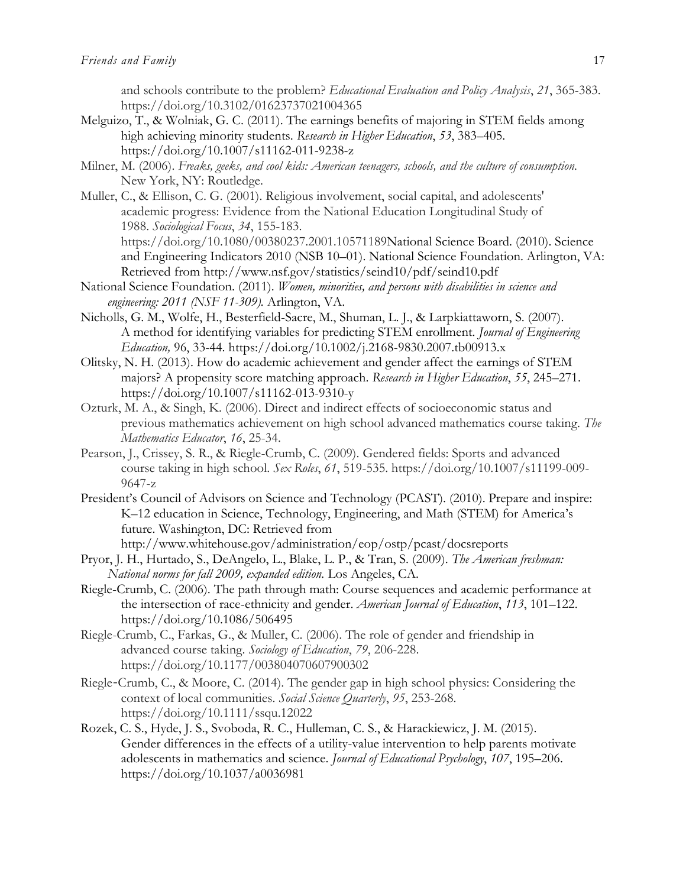and schools contribute to the problem? *Educational Evaluation and Policy Analysis*, *21*, 365-383. https://doi.org/10.3102/01623737021004365

Melguizo, T., & Wolniak, G. C. (2011). The earnings benefits of majoring in STEM fields among high achieving minority students. *Research in Higher Education*, *53*, 383–405. https://doi.org/10.1007/s11162-011-9238-z

Milner, M. (2006). *Freaks, geeks, and cool kids: American teenagers, schools, and the culture of consumption.* New York, NY: Routledge.

Muller, C., & Ellison, C. G. (2001). Religious involvement, social capital, and adolescents' academic progress: Evidence from the National Education Longitudinal Study of 1988. *Sociological Focus*, *34*, 155-183. https://doi.org/10.1080/00380237.2001.10571189National Science Board. (2010). Science and Engineering Indicators 2010 (NSB 10–01). National Science Foundation. Arlington, VA: Retrieved from http://www.nsf.gov/statistics/seind10/pdf/seind10.pdf

National Science Foundation. (2011). *Women, minorities, and persons with disabilities in science and engineering: 2011 (NSF 11-309).* Arlington, VA.

Nicholls, G. M., Wolfe, H., Besterfield-Sacre, M., Shuman, L. J., & Larpkiattaworn, S. (2007). A method for identifying variables for predicting STEM enrollment. *Journal of Engineering Education,* 96, 33-44. https://doi.org/10.1002/j.2168-9830.2007.tb00913.x

Olitsky, N. H. (2013). How do academic achievement and gender affect the earnings of STEM majors? A propensity score matching approach. *Research in Higher Education*, *55*, 245–271. https://doi.org/10.1007/s11162-013-9310-y

Ozturk, M. A., & Singh, K. (2006). Direct and indirect effects of socioeconomic status and previous mathematics achievement on high school advanced mathematics course taking. *The Mathematics Educator*, *16*, 25-34.

Pearson, J., Crissey, S. R., & Riegle-Crumb, C. (2009). Gendered fields: Sports and advanced course taking in high school. *Sex Roles*, *61*, 519-535. https://doi.org/10.1007/s11199-009-9647-z

President's Council of Advisors on Science and Technology (PCAST). (2010). Prepare and inspire: K–12 education in Science, Technology, Engineering, and Math (STEM) for America's future. Washington, DC: Retrieved from http://www.whitehouse.gov/administration/eop/ostp/pcast/docsreports

Pryor, J. H., Hurtado, S., DeAngelo, L., Blake, L. P., & Tran, S. (2009). *The American freshman: National norms for fall 2009, expanded edition.* Los Angeles, CA.

Riegle-Crumb, C. (2006). The path through math: Course sequences and academic performance at the intersection of race-ethnicity and gender. *American Journal of Education*, *113*, 101–122. https://doi.org/10.1086/506495

Riegle-Crumb, C., Farkas, G., & Muller, C. (2006). The role of gender and friendship in advanced course taking. *Sociology of Education*, *79*, 206-228. https://doi.org/10.1177/003804070607900302

Riegle-Crumb, C., & Moore, C. (2014). The gender gap in high school physics: Considering the context of local communities. *Social Science Quarterly*, *95*, 253-268. https://doi.org/10.1111/ssqu.12022

Rozek, C. S., Hyde, J. S., Svoboda, R. C., Hulleman, C. S., & Harackiewicz, J. M. (2015). Gender differences in the effects of a utility-value intervention to help parents motivate adolescents in mathematics and science. *Journal of Educational Psychology*, *107*, 195–206. https://doi.org/10.1037/a0036981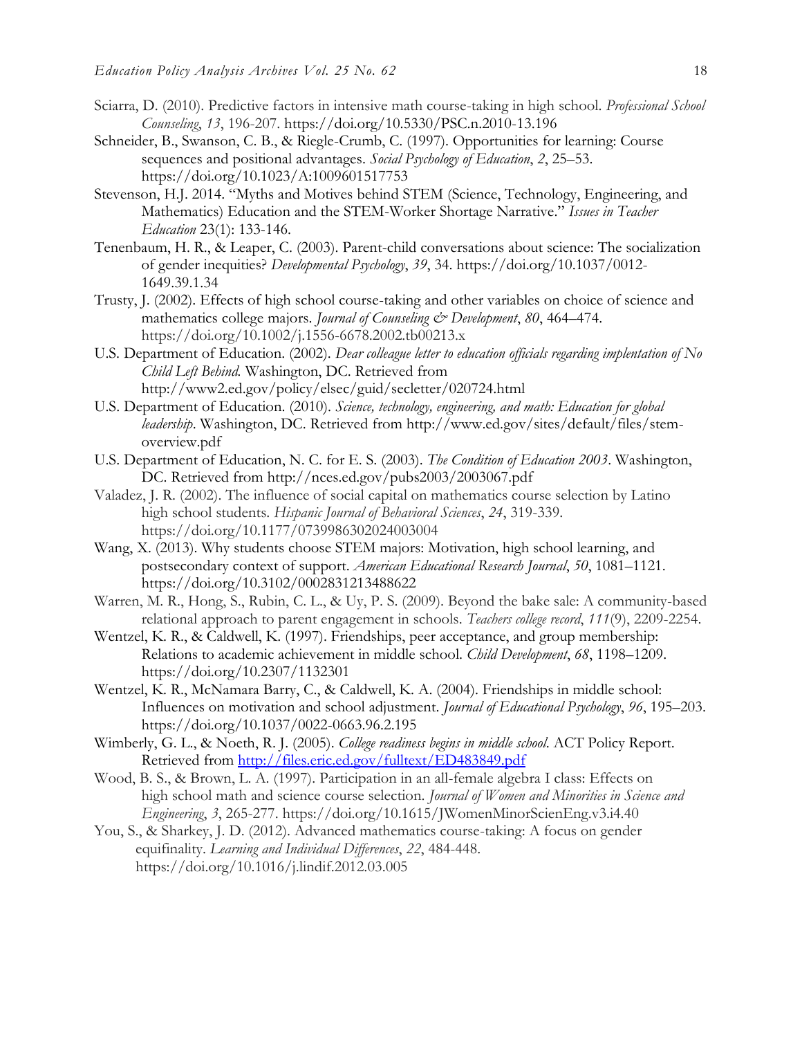Sciarra, D. (2010). Predictive factors in intensive math course-taking in high school. *Professional School Counseling*, *13*, 196-207. https://doi.org/10.5330/PSC.n.2010-13.196

Schneider, B., Swanson, C. B., & Riegle-Crumb, C. (1997). Opportunities for learning: Course sequences and positional advantages. *Social Psychology of Education*, *2*, 25–53. https://doi.org/10.1023/A:1009601517753

Stevenson, H.J. 2014. "Myths and Motives behind STEM (Science, Technology, Engineering, and Mathematics) Education and the STEM-Worker Shortage Narrative." *Issues in Teacher Education* 23(1): 133-146.

Tenenbaum, H. R., & Leaper, C. (2003). Parent-child conversations about science: The socialization of gender inequities? *Developmental Psychology*, *39*, 34. https://doi.org/10.1037/0012-1649.39.1.34

Trusty, J. (2002). Effects of high school course-taking and other variables on choice of science and mathematics college majors. *Journal of Counseling & Development*, *80*, 464–474. https://doi.org/10.1002/j.1556-6678.2002.tb00213.x

U.S. Department of Education. (2002). *Dear colleague letter to education officials regarding implentation of No Child Left Behind*. Washington, DC. Retrieved from http://www2.ed.gov/policy/elsec/guid/secletter/020724.html

U.S. Department of Education. (2010). *Science, technology, engineering, and math: Education for global leadership*. Washington, DC. Retrieved from http://www.ed.gov/sites/default/files/stem-overview.pdf

U.S. Department of Education, N. C. for E. S. (2003). *The Condition of Education 2003*. Washington, DC. Retrieved from http://nces.ed.gov/pubs2003/2003067.pdf

Valadez, J. R. (2002). The influence of social capital on mathematics course selection by Latino high school students. *Hispanic Journal of Behavioral Sciences*, *24*, 319-339. https://doi.org/10.1177/0739986302024003004

Wang, X. (2013). Why students choose STEM majors: Motivation, high school learning, and postsecondary context of support. *American Educational Research Journal*, *50*, 1081–1121. https://doi.org/10.3102/0002831213488622

Warren, M. R., Hong, S., Rubin, C. L., & Uy, P. S. (2009). Beyond the bake sale: A community-based relational approach to parent engagement in schools. *Teachers college record*, *111*(9), 2209-2254.

Wentzel, K. R., & Caldwell, K. (1997). Friendships, peer acceptance, and group membership: Relations to academic achievement in middle school. *Child Development*, *68*, 1198–1209. https://doi.org/10.2307/1132301

Wentzel, K. R., McNamara Barry, C., & Caldwell, K. A. (2004). Friendships in middle school: Influences on motivation and school adjustment. *Journal of Educational Psychology*, *96*, 195–203. https://doi.org/10.1037/0022-0663.96.2.195

Wimberly, G. L., & Noeth, R. J. (2005). *College readiness begins in middle school*. ACT Policy Report. Retrieved from http://files.eric.ed.gov/fulltext/ED483849.pdf

Wood, B. S., & Brown, L. A. (1997). Participation in an all-female algebra I class: Effects on high school math and science course selection. *Journal of Women and Minorities in Science and Engineering*, *3*, 265-277. https://doi.org/10.1615/JWomenMinorScienEng.v3.i4.40

You, S., & Sharkey, J. D. (2012). Advanced mathematics course-taking: A focus on gender equifinality. *Learning and Individual Differences*, *22*, 484-448. https://doi.org/10.1016/j.lindif.2012.03.005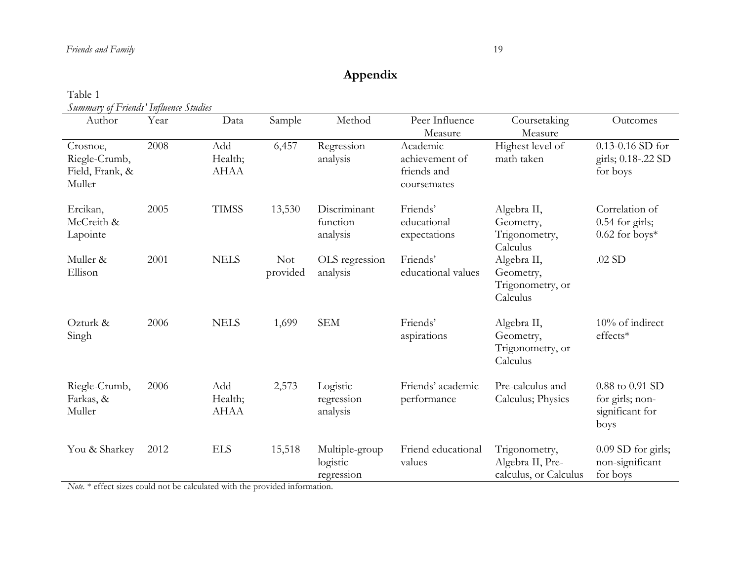# Appendix

Table 1

*Summary of Friends' Influence Studies*

| Author | Year | Data | Sample | Method | Peer Influence Measure | Coursetaking Measure | Outcomes |
|---|---|---|---|---|---|---|---|
| Crosnoe, Riegle-Crumb, Field, Frank, & Muller | 2008 | Add Health; AHAA | 6,457 | Regression analysis | Academic achievement of friends and coursemates | Highest level of math taken | 0.13-0.16 SD for girls; 0.18-.22 SD for boys |
| Ercikan, McCreith & Lapointe | 2005 | TIMSS | 13,530 | Discriminant function analysis | Friends' educational expectations | Algebra II, Geometry, Trigonometry, Calculus | Correlation of 0.54 for girls; 0.62 for boys* |
| Muller & Ellison | 2001 | NELS | Not provided | OLS regression analysis | Friends' educational values | Algebra II, Geometry, Trigonometry, or Calculus | .02 SD |
| Ozturk & Singh | 2006 | NELS | 1,699 | SEM | Friends' aspirations | Algebra II, Geometry, Trigonometry, or Calculus | 10% of indirect effects* |
| Riegle-Crumb, Farkas, & Muller | 2006 | Add Health; AHAA | 2,573 | Logistic regression analysis | Friends' academic performance | Pre-calculus and Calculus; Physics | 0.88 to 0.91 SD for girls; non-significant for boys |
| You & Sharkey | 2012 | ELS | 15,518 | Multiple-group logistic regression | Friend educational values | Trigonometry, Algebra II, Pre-calculus, or Calculus | 0.09 SD for girls; non-significant for boys |

*Note.* * effect sizes could not be calculated with the provided information.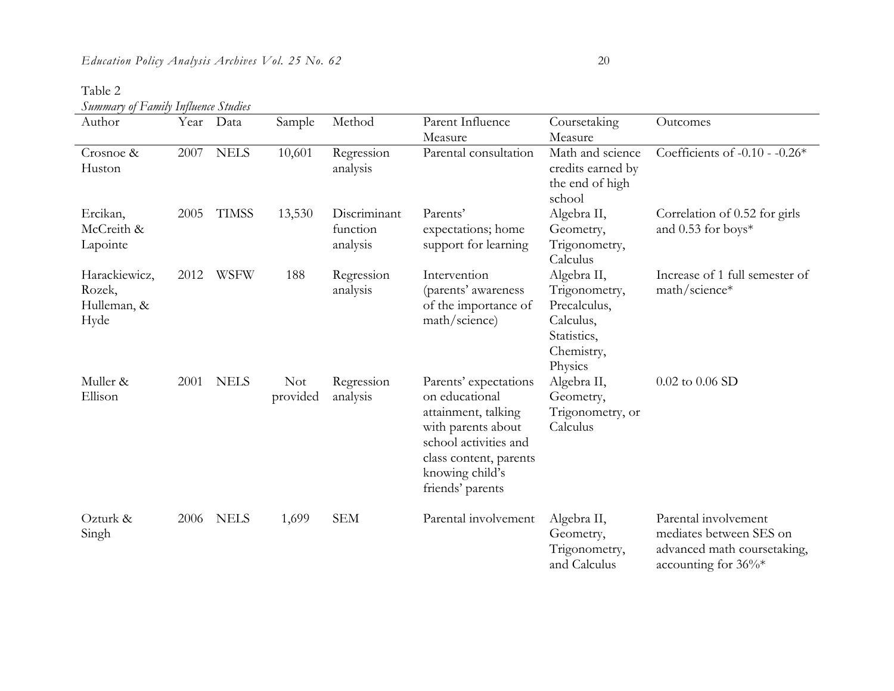Table 2

*Summary of Family Influence Studies*

| Author | Year | Data | Sample | Method | Parent Influence Measure | Coursetaking Measure | Outcomes |
|---|---|---|---|---|---|---|---|
| Crosnoe & Huston | 2007 | NELS | 10,601 | Regression analysis | Parental consultation | Math and science credits earned by the end of high school | Coefficients of -0.10 - -0.26* |
| Ercikan, McCreith & Lapointe | 2005 | TIMSS | 13,530 | Discriminant function analysis | Parents' expectations; home support for learning | Algebra II, Geometry, Trigonometry, Calculus | Correlation of 0.52 for girls and 0.53 for boys* |
| Harackiewicz, Rozek, Hulleman, & Hyde | 2012 | WSFW | 188 | Regression analysis | Intervention (parents' awareness of the importance of math/science) | Algebra II, Trigonometry, Precalculus, Calculus, Statistics, Chemistry, Physics | Increase of 1 full semester of math/science* |
| Muller & Ellison | 2001 | NELS | Not provided | Regression analysis | Parents' expectations on educational attainment, talking with parents about school activities and class content, parents knowing child's friends' parents | Algebra II, Geometry, Trigonometry, or Calculus | 0.02 to 0.06 SD |
| Ozturk & Singh | 2006 | NELS | 1,699 | SEM | Parental involvement | Algebra II, Geometry, Trigonometry, and Calculus | Parental involvement mediates between SES on advanced math coursetaking, accounting for 36%* |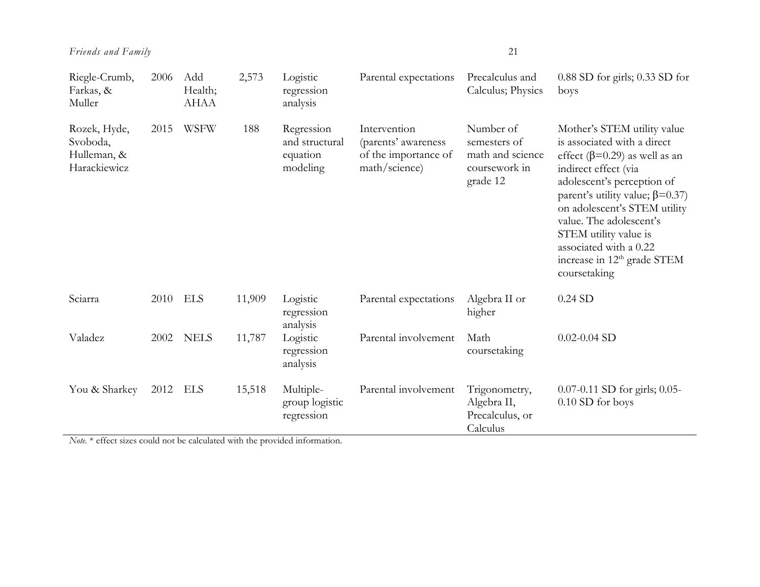| | | | | | | | |
|---|---|---|---|---|---|---|---|
| Riegle-Crumb, Farkas, & Muller | 2006 | Add Health; AHAA | 2,573 | Logistic regression analysis | Parental expectations | Precalculus and Calculus; Physics | 0.88 SD for girls; 0.33 SD for boys |
| Rozek, Hyde, Svoboda, Hulleman, & Harackiewicz | 2015 | WSFW | 188 | Regression and structural equation modeling | Intervention (parents' awareness of the importance of math/science) | Number of semesters of math and science coursework in grade 12 | Mother's STEM utility value is associated with a direct effect ($\beta$=0.29) as well as an indirect effect (via adolescent's perception of parent's utility value; $\beta$=0.37) on adolescent's STEM utility value. The adolescent's STEM utility value is associated with a 0.22 increase in 12th grade STEM coursetaking |
| Sciarra | 2010 | ELS | 11,909 | Logistic regression analysis | Parental expectations | Algebra II or higher | 0.24 SD |
| Valadez | 2002 | NELS | 11,787 | Logistic regression analysis | Parental involvement | Math coursetaking | 0.02-0.04 SD |
| You & Sharkey | 2012 | ELS | 15,518 | Multiple-group logistic regression | Parental involvement | Trigonometry, Algebra II, Precalculus, or Calculus | 0.07-0.11 SD for girls; 0.05-0.10 SD for boys |

*Note.* * effect sizes could not be calculated with the provided information.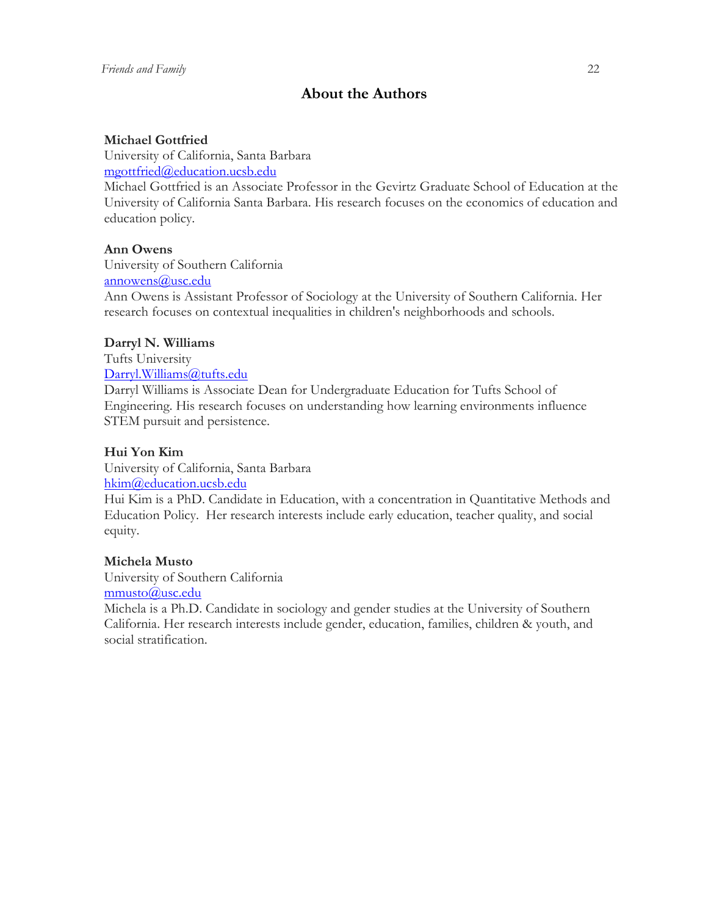## About the Authors

**Michael Gottfried**
University of California, Santa Barbara
mgottfried@education.ucsb.edu
Michael Gottfried is an Associate Professor in the Gevirtz Graduate School of Education at the University of California Santa Barbara. His research focuses on the economics of education and education policy.

**Ann Owens**
University of Southern California
annowens@usc.edu
Ann Owens is Assistant Professor of Sociology at the University of Southern California. Her research focuses on contextual inequalities in children's neighborhoods and schools.

**Darryl N. Williams**
Tufts University
Darryl.Williams@tufts.edu
Darryl Williams is Associate Dean for Undergraduate Education for Tufts School of Engineering. His research focuses on understanding how learning environments influence STEM pursuit and persistence.

**Hui Yon Kim**
University of California, Santa Barbara
hkim@education.ucsb.edu
Hui Kim is a PhD. Candidate in Education, with a concentration in Quantitative Methods and Education Policy. Her research interests include early education, teacher quality, and social equity.

**Michela Musto**
University of Southern California
mmusto@usc.edu
Michela is a Ph.D. Candidate in sociology and gender studies at the University of Southern California. Her research interests include gender, education, families, children & youth, and social stratification.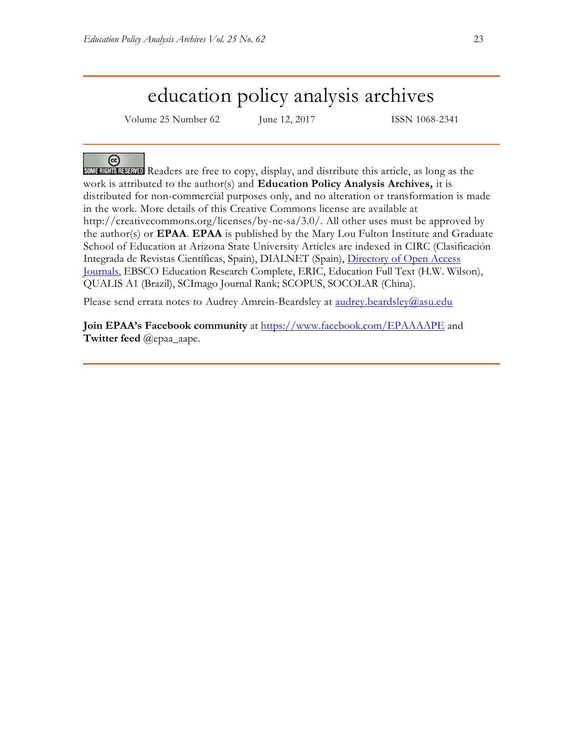# education policy analysis archives

Volume 25 Number 62 June 12, 2017 ISSN 1068-2341

SOME RIGHTS RESERVED Readers are free to copy, display, and distribute this article, as long as the work is attributed to the author(s) and **Education Policy Analysis Archives,** it is distributed for non-commercial purposes only, and no alteration or transformation is made in the work. More details of this Creative Commons license are available at http://creativecommons.org/licenses/by-nc-sa/3.0/. All other uses must be approved by the author(s) or **EPAA**. **EPAA** is published by the Mary Lou Fulton Institute and Graduate School of Education at Arizona State University Articles are indexed in CIRC (Clasificación Integrada de Revistas Científicas, Spain), DIALNET (Spain), Directory of Open Access Journals, EBSCO Education Research Complete, ERIC, Education Full Text (H.W. Wilson), QUALIS A1 (Brazil), SCImago Journal Rank; SCOPUS, SOCOLAR (China).

Please send errata notes to Audrey Amrein-Beardsley at audrey.beardsley@asu.edu

**Join EPAA's Facebook community** at https://www.facebook.com/EPAAAAPE and **Twitter feed** @epaa_aape.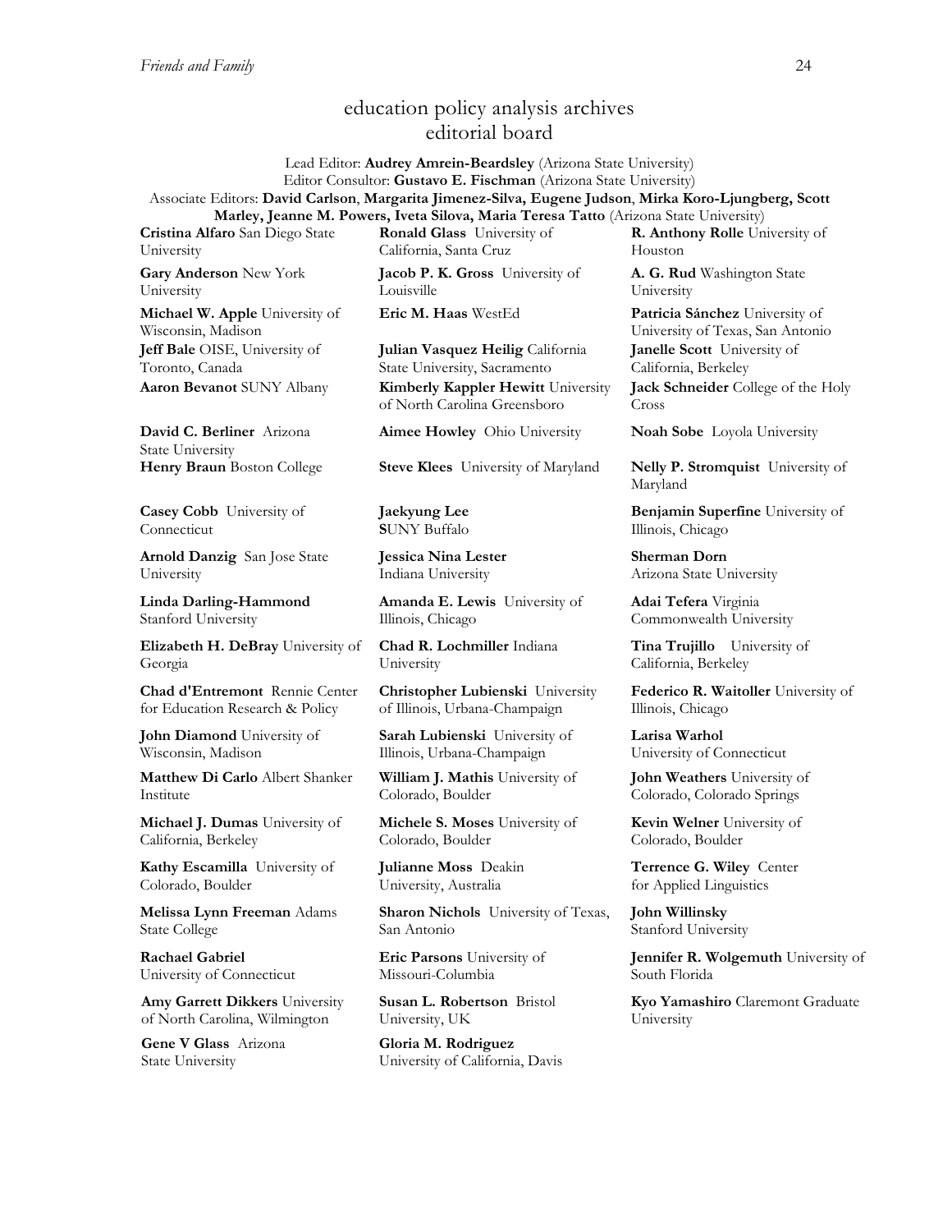## education policy analysis archives
## editorial board

Lead Editor: **Audrey Amrein-Beardsley** (Arizona State University)
Editor Consultor: **Gustavo E. Fischman** (Arizona State University)
Associate Editors: **David Carlson**, **Margarita Jimenez-Silva, Eugene Judson**, **Mirka Koro-Ljungberg, Scott Marley, Jeanne M. Powers, Iveta Silova, Maria Teresa Tatto** (Arizona State University)

**Cristina Alfaro** San Diego State University

**Gary Anderson** New York University

**Michael W. Apple** University of Wisconsin, Madison

**Jeff Bale** OISE, University of Toronto, Canada

**Aaron Bevanot** SUNY Albany

**David C. Berliner** Arizona State University

**Henry Braun** Boston College

**Casey Cobb** University of Connecticut

**Arnold Danzig** San Jose State University

**Linda Darling-Hammond** Stanford University

**Elizabeth H. DeBray** University of Georgia

**Chad d'Entremont** Rennie Center for Education Research & Policy

**John Diamond** University of Wisconsin, Madison

**Matthew Di Carlo** Albert Shanker Institute

**Michael J. Dumas** University of California, Berkeley

**Kathy Escamilla** University of Colorado, Boulder

**Melissa Lynn Freeman** Adams State College

**Rachael Gabriel** University of Connecticut

**Amy Garrett Dikkers** University of North Carolina, Wilmington

**Gene V Glass** Arizona State University

**Ronald Glass** University of California, Santa Cruz

**Jacob P. K. Gross** University of Louisville

**Eric M. Haas** WestEd

**Julian Vasquez Heilig** California State University, Sacramento

**Kimberly Kappler Hewitt** University of North Carolina Greensboro

**Aimee Howley** Ohio University

**Steve Klees** University of Maryland

**Jaekyung Lee** SUNY Buffalo

**Jessica Nina Lester** Indiana University

**Amanda E. Lewis** University of Illinois, Chicago

**Chad R. Lochmiller** Indiana University

**Christopher Lubienski** University of Illinois, Urbana-Champaign

**Sarah Lubienski** University of Illinois, Urbana-Champaign

**William J. Mathis** University of Colorado, Boulder

**Michele S. Moses** University of Colorado, Boulder

**Julianne Moss** Deakin University, Australia

**Sharon Nichols** University of Texas, San Antonio

**Eric Parsons** University of Missouri-Columbia

**Susan L. Robertson** Bristol University, UK

**Gloria M. Rodriguez** University of California, Davis

**R. Anthony Rolle** University of Houston

**A. G. Rud** Washington State University

**Patricia Sánchez** University of University of Texas, San Antonio

**Janelle Scott** University of California, Berkeley

**Jack Schneider** College of the Holy Cross

**Noah Sobe** Loyola University

**Nelly P. Stromquist** University of Maryland

**Benjamin Superfine** University of Illinois, Chicago

**Sherman Dorn** Arizona State University

**Adai Tefera** Virginia Commonwealth University

**Tina Trujillo** University of California, Berkeley

**Federico R. Waitoller** University of Illinois, Chicago

**Larisa Warhol** University of Connecticut

**John Weathers** University of Colorado, Colorado Springs

**Kevin Welner** University of Colorado, Boulder

**Terrence G. Wiley** Center for Applied Linguistics

**John Willinsky** Stanford University

**Jennifer R. Wolgemuth** University of South Florida

**Kyo Yamashiro** Claremont Graduate University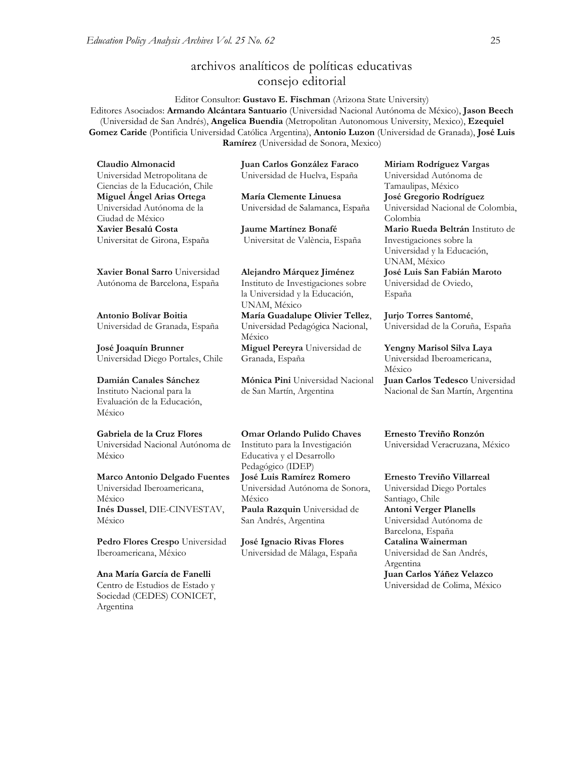# archivos analíticos de políticas educativas consejo editorial

Editor Consultor: **Gustavo E. Fischman** (Arizona State University)

Editores Asociados: **Armando Alcántara Santuario** (Universidad Nacional Autónoma de México), **Jason Beech** (Universidad de San Andrés), **Angelica Buendia** (Metropolitan Autonomous University, Mexico), **Ezequiel Gomez Caride** (Pontificia Universidad Católica Argentina), **Antonio Luzon** (Universidad de Granada), **José Luis Ramírez** (Universidad de Sonora, Mexico)

**Claudio Almonacid** Universidad Metropolitana de Ciencias de la Educación, Chile

**Miguel Ángel Arias Ortega** Universidad Autónoma de la Ciudad de México

**Xavier Besalú Costa** Universitat de Girona, España

**Xavier Bonal Sarro** Universidad Autónoma de Barcelona, España

**Antonio Bolívar Boitia** Universidad de Granada, España

**José Joaquín Brunner** Universidad Diego Portales, Chile

**Damián Canales Sánchez** Instituto Nacional para la Evaluación de la Educación, México

**Gabriela de la Cruz Flores** Universidad Nacional Autónoma de México

**Marco Antonio Delgado Fuentes** Universidad Iberoamericana, México

**Inés Dussel**, DIE-CINVESTAV, México

**Pedro Flores Crespo** Universidad Iberoamericana, México

**Ana María García de Fanelli** Centro de Estudios de Estado y Sociedad (CEDES) CONICET, Argentina

**Juan Carlos González Faraco** Universidad de Huelva, España

**María Clemente Linuesa** Universidad de Salamanca, España

**Jaume Martínez Bonafé** Universitat de València, España

**Alejandro Márquez Jiménez** Instituto de Investigaciones sobre la Universidad y la Educación, UNAM, México

**María Guadalupe Olivier Tellez**, Universidad Pedagógica Nacional, México

**Miguel Pereyra** Universidad de Granada, España

**Mónica Pini** Universidad Nacional de San Martín, Argentina

**Omar Orlando Pulido Chaves** Instituto para la Investigación Educativa y el Desarrollo Pedagógico (IDEP)

**José Luis Ramírez Romero** Universidad Autónoma de Sonora, México

**Paula Razquin** Universidad de San Andrés, Argentina

**José Ignacio Rivas Flores** Universidad de Málaga, España

**Miriam Rodríguez Vargas** Universidad Autónoma de Tamaulipas, México

**José Gregorio Rodríguez** Universidad Nacional de Colombia, Colombia

**Mario Rueda Beltrán** Instituto de Investigaciones sobre la Universidad y la Educación, UNAM, México

**José Luis San Fabián Maroto** Universidad de Oviedo, España

**Jurjo Torres Santomé**, Universidad de la Coruña, España

**Yengny Marisol Silva Laya** Universidad Iberoamericana, México

**Juan Carlos Tedesco** Universidad Nacional de San Martín, Argentina

**Ernesto Treviño Ronzón** Universidad Veracruzana, México

**Ernesto Treviño Villarreal** Universidad Diego Portales Santiago, Chile

**Antoni Verger Planells** Universidad Autónoma de Barcelona, España

**Catalina Wainerman** Universidad de San Andrés, Argentina

**Juan Carlos Yáñez Velazco** Universidad de Colima, México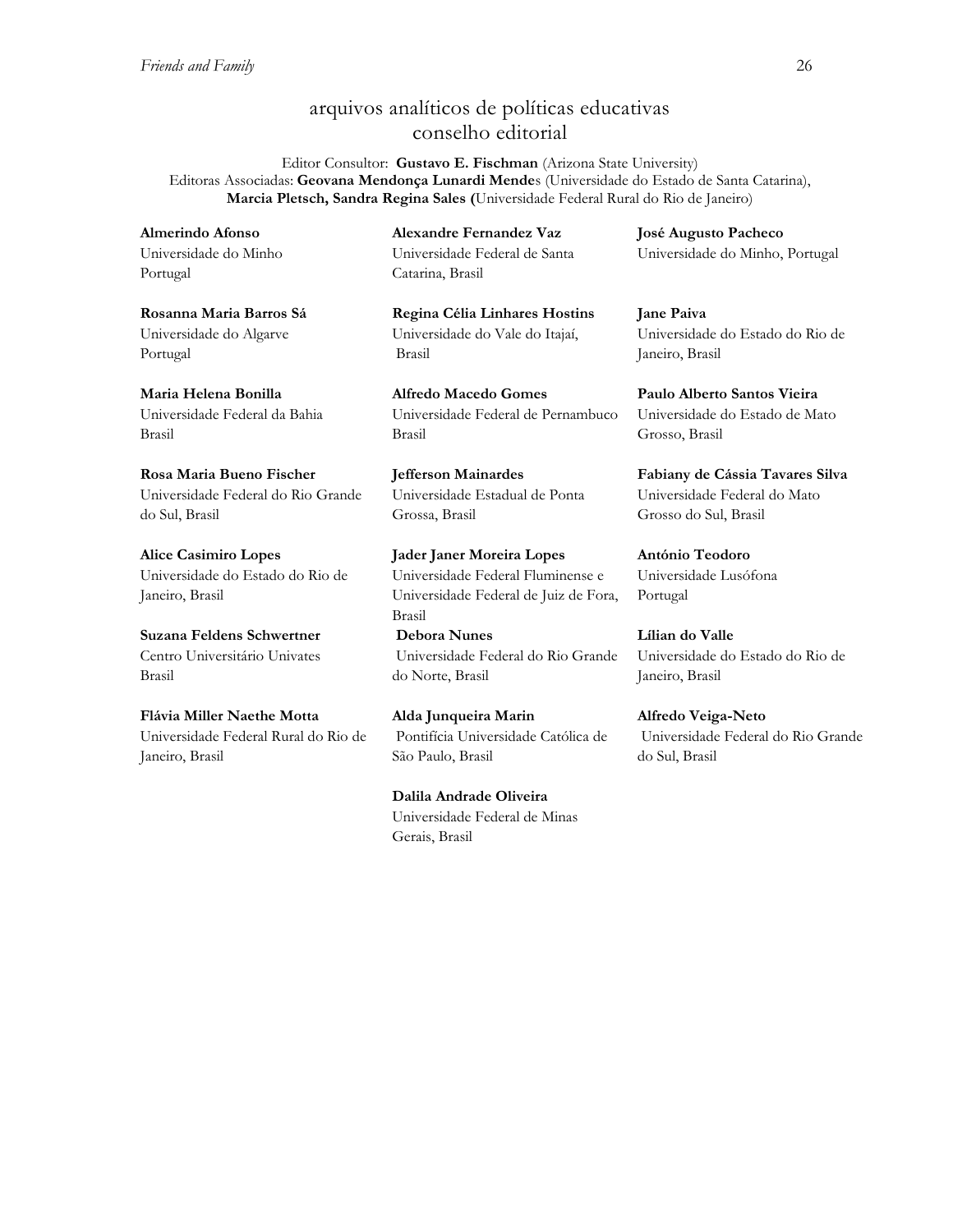# arquivos analíticos de políticas educativas
## conselho editorial

Editor Consultor: **Gustavo E. Fischman** (Arizona State University)
Editoras Associadas: **Geovana Mendonça Lunardi Mende**s (Universidade do Estado de Santa Catarina), **Marcia Pletsch, Sandra Regina Sales (**Universidade Federal Rural do Rio de Janeiro)

**Almerindo Afonso**
Universidade do Minho
Portugal

**Rosanna Maria Barros Sá**
Universidade do Algarve
Portugal

**Maria Helena Bonilla**
Universidade Federal da Bahia
Brasil

**Rosa Maria Bueno Fischer**
Universidade Federal do Rio Grande do Sul, Brasil

**Alice Casimiro Lopes**
Universidade do Estado do Rio de Janeiro, Brasil

**Suzana Feldens Schwertner**
Centro Universitário Univates
Brasil

**Flávia Miller Naethe Motta**
Universidade Federal Rural do Rio de Janeiro, Brasil

**Alexandre Fernandez Vaz**
Universidade Federal de Santa Catarina, Brasil

**Regina Célia Linhares Hostins**
Universidade do Vale do Itajaí, Brasil

**Alfredo Macedo Gomes**
Universidade Federal de Pernambuco
Brasil

**Jefferson Mainardes**
Universidade Estadual de Ponta Grossa, Brasil

**Jader Janer Moreira Lopes**
Universidade Federal Fluminense e Universidade Federal de Juiz de Fora, Brasil

**Debora Nunes**
Universidade Federal do Rio Grande do Norte, Brasil

**Alda Junqueira Marin**
Pontifícia Universidade Católica de São Paulo, Brasil

**Dalila Andrade Oliveira**
Universidade Federal de Minas Gerais, Brasil

**José Augusto Pacheco**
Universidade do Minho, Portugal

**Jane Paiva**
Universidade do Estado do Rio de Janeiro, Brasil

**Paulo Alberto Santos Vieira**
Universidade do Estado de Mato Grosso, Brasil

**Fabiany de Cássia Tavares Silva**
Universidade Federal do Mato Grosso do Sul, Brasil

**António Teodoro**
Universidade Lusófona
Portugal

**Lílian do Valle**
Universidade do Estado do Rio de Janeiro, Brasil

**Alfredo Veiga-Neto**
Universidade Federal do Rio Grande do Sul, Brasil